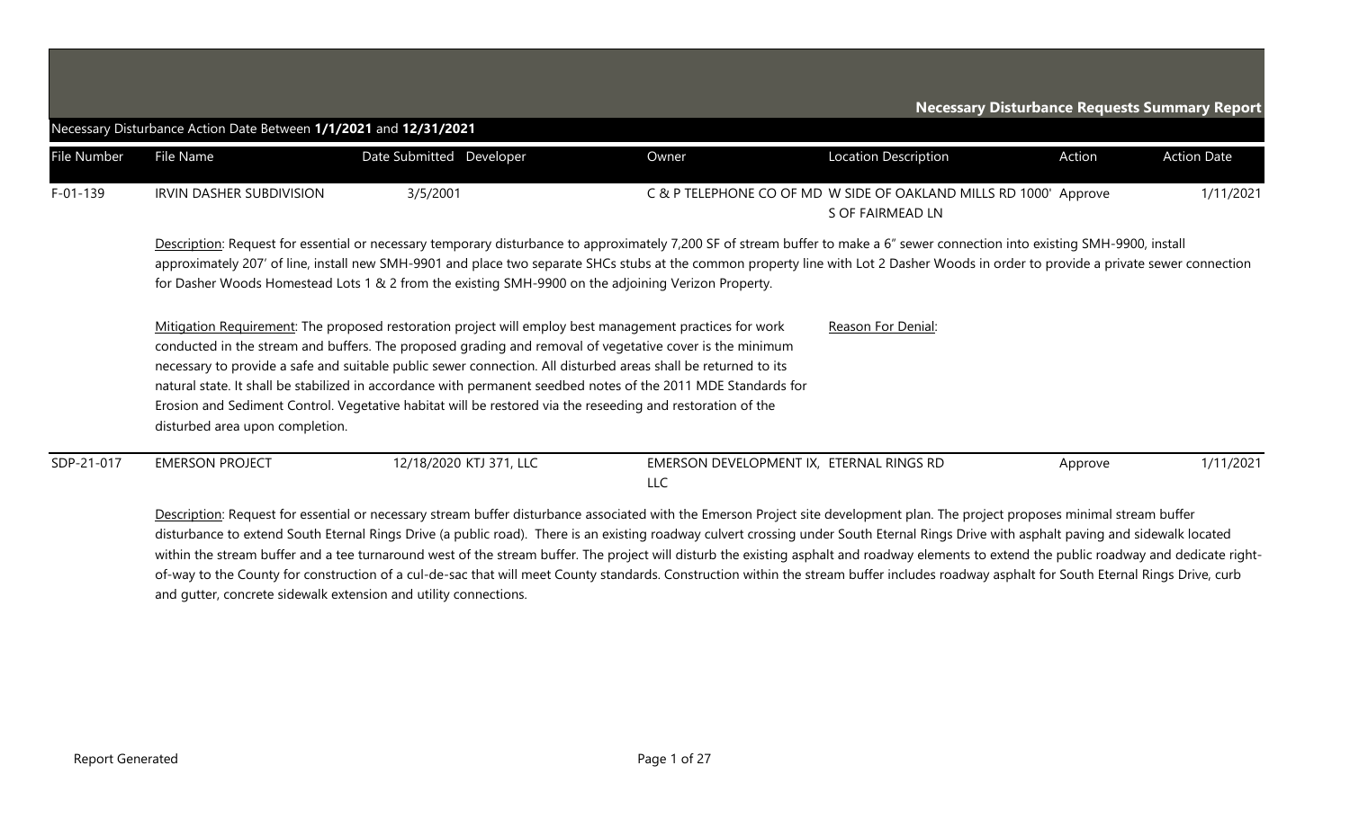# Necessary Disturbance Requests Summary Report

Necessary Disturbance Action Date Between **1/1/2021** and **12/31/2021**

| File Number | File Name | Date Submitted | Developer | Owner | Location Description | Action | Action Date |
|---|---|---|---|---|---|---|---|
| F-01-139 | IRVIN DASHER SUBDIVISION | 3/5/2001 | | C & P TELEPHONE CO OF MD | W SIDE OF OAKLAND MILLS RD 1000' S OF FAIRMEAD LN | Approve | 1/11/2021 |

Description: Request for essential or necessary temporary disturbance to approximately 7,200 SF of stream buffer to make a 6" sewer connection into existing SMH-9900, install approximately 207' of line, install new SMH-9901 and place two separate SHCs stubs at the common property line with Lot 2 Dasher Woods in order to provide a private sewer connection for Dasher Woods Homestead Lots 1 & 2 from the existing SMH-9900 on the adjoining Verizon Property.

Mitigation Requirement: The proposed restoration project will employ best management practices for work conducted in the stream and buffers. The proposed grading and removal of vegetative cover is the minimum necessary to provide a safe and suitable public sewer connection. All disturbed areas shall be returned to its natural state. It shall be stabilized in accordance with permanent seedbed notes of the 2011 MDE Standards for Erosion and Sediment Control. Vegetative habitat will be restored via the reseeding and restoration of the disturbed area upon completion.

Reason For Denial:

| File Number | File Name | Date Submitted | Developer | Owner | Location Description | Action | Action Date |
|---|---|---|---|---|---|---|---|
| SDP-21-017 | EMERSON PROJECT | 12/18/2020 | KTJ 371, LLC | EMERSON DEVELOPMENT IX, LLC | ETERNAL RINGS RD | Approve | 1/11/2021 |

Description: Request for essential or necessary stream buffer disturbance associated with the Emerson Project site development plan. The project proposes minimal stream buffer disturbance to extend South Eternal Rings Drive (a public road). There is an existing roadway culvert crossing under South Eternal Rings Drive with asphalt paving and sidewalk located within the stream buffer and a tee turnaround west of the stream buffer. The project will disturb the existing asphalt and roadway elements to extend the public roadway and dedicate right-of-way to the County for construction of a cul-de-sac that will meet County standards. Construction within the stream buffer includes roadway asphalt for South Eternal Rings Drive, curb and gutter, concrete sidewalk extension and utility connections.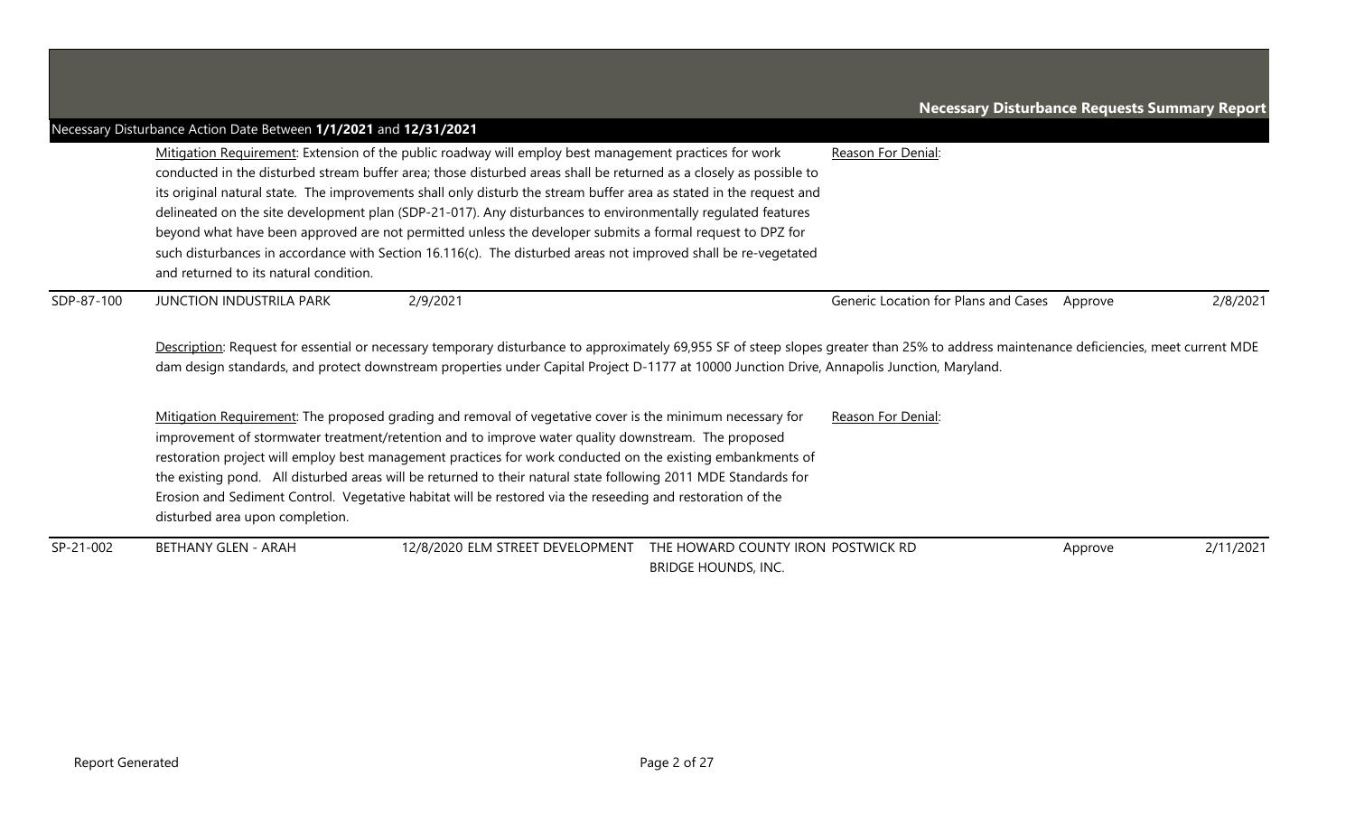## Necessary Disturbance Requests Summary Report

Necessary Disturbance Action Date Between **1/1/2021** and **12/31/2021**

Mitigation Requirement: Extension of the public roadway will employ best management practices for work conducted in the disturbed stream buffer area; those disturbed areas shall be returned as a closely as possible to its original natural state. The improvements shall only disturb the stream buffer area as stated in the request and delineated on the site development plan (SDP-21-017). Any disturbances to environmentally regulated features beyond what have been approved are not permitted unless the developer submits a formal request to DPZ for such disturbances in accordance with Section 16.116(c). The disturbed areas not improved shall be re-vegetated and returned to its natural condition.

Reason For Denial:

| | | | | | | | |
|---|---|---|---|---|---|---|---|
| SDP-87-100 | JUNCTION INDUSTRILA PARK | 2/9/2021 | | | Generic Location for Plans and Cases | Approve | 2/8/2021 |

Description: Request for essential or necessary temporary disturbance to approximately 69,955 SF of steep slopes greater than 25% to address maintenance deficiencies, meet current MDE dam design standards, and protect downstream properties under Capital Project D-1177 at 10000 Junction Drive, Annapolis Junction, Maryland.

Mitigation Requirement: The proposed grading and removal of vegetative cover is the minimum necessary for improvement of stormwater treatment/retention and to improve water quality downstream. The proposed restoration project will employ best management practices for work conducted on the existing embankments of the existing pond. All disturbed areas will be returned to their natural state following 2011 MDE Standards for Erosion and Sediment Control. Vegetative habitat will be restored via the reseeding and restoration of the disturbed area upon completion.

Reason For Denial:

| | | | | | | | |
|---|---|---|---|---|---|---|---|
| SP-21-002 | BETHANY GLEN - ARAH | 12/8/2020 | ELM STREET DEVELOPMENT | THE HOWARD COUNTY IRON BRIDGE HOUNDS, INC. | POSTWICK RD | Approve | 2/11/2021 |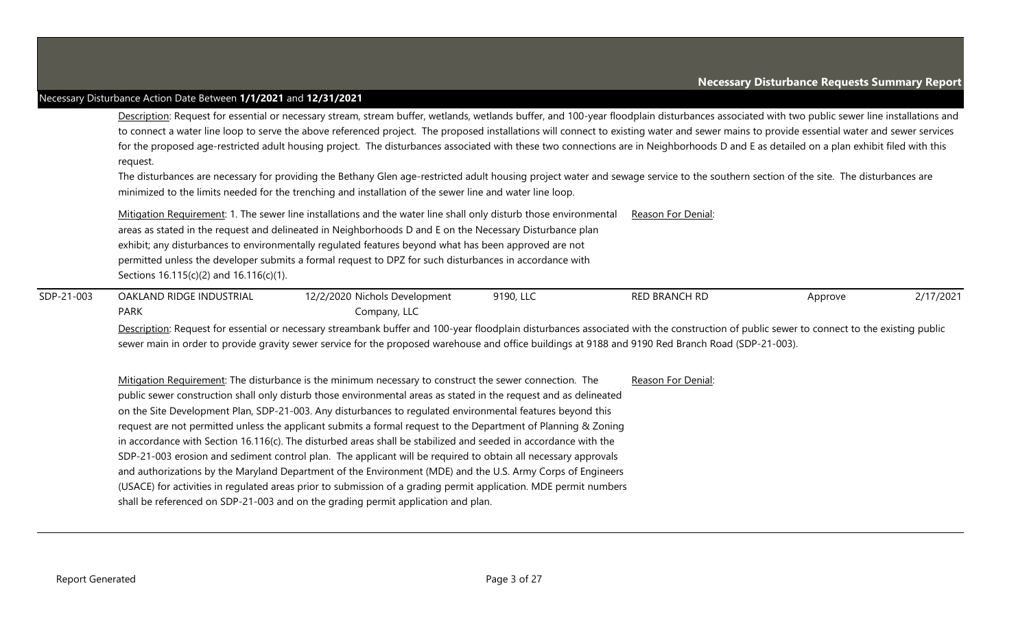Necessary Disturbance Action Date Between **1/1/2021** and **12/31/2021**

Description: Request for essential or necessary stream, stream buffer, wetlands, wetlands buffer, and 100-year floodplain disturbances associated with two public sewer line installations and to connect a water line loop to serve the above referenced project. The proposed installations will connect to existing water and sewer mains to provide essential water and sewer services for the proposed age-restricted adult housing project. The disturbances associated with these two connections are in Neighborhoods D and E as detailed on a plan exhibit filed with this request.

The disturbances are necessary for providing the Bethany Glen age-restricted adult housing project water and sewage service to the southern section of the site. The disturbances are minimized to the limits needed for the trenching and installation of the sewer line and water line loop.

Mitigation Requirement: 1. The sewer line installations and the water line shall only disturb those environmental areas as stated in the request and delineated in Neighborhoods D and E on the Necessary Disturbance plan exhibit; any disturbances to environmentally regulated features beyond what has been approved are not permitted unless the developer submits a formal request to DPZ for such disturbances in accordance with Sections 16.115(c)(2) and 16.116(c)(1).

Reason For Denial:

| | | | | | | |
|---|---|---|---|---|---|---|
| SDP-21-003 | OAKLAND RIDGE INDUSTRIAL PARK | 12/2/2020 | Nichols Development Company, LLC | 9190, LLC | RED BRANCH RD | Approve | 2/17/2021 |

Description: Request for essential or necessary streambank buffer and 100-year floodplain disturbances associated with the construction of public sewer to connect to the existing public sewer main in order to provide gravity sewer service for the proposed warehouse and office buildings at 9188 and 9190 Red Branch Road (SDP-21-003).

Mitigation Requirement: The disturbance is the minimum necessary to construct the sewer connection. The public sewer construction shall only disturb those environmental areas as stated in the request and as delineated on the Site Development Plan, SDP-21-003. Any disturbances to regulated environmental features beyond this request are not permitted unless the applicant submits a formal request to the Department of Planning & Zoning in accordance with Section 16.116(c). The disturbed areas shall be stabilized and seeded in accordance with the SDP-21-003 erosion and sediment control plan. The applicant will be required to obtain all necessary approvals and authorizations by the Maryland Department of the Environment (MDE) and the U.S. Army Corps of Engineers (USACE) for activities in regulated areas prior to submission of a grading permit application. MDE permit numbers shall be referenced on SDP-21-003 and on the grading permit application and plan.

Reason For Denial: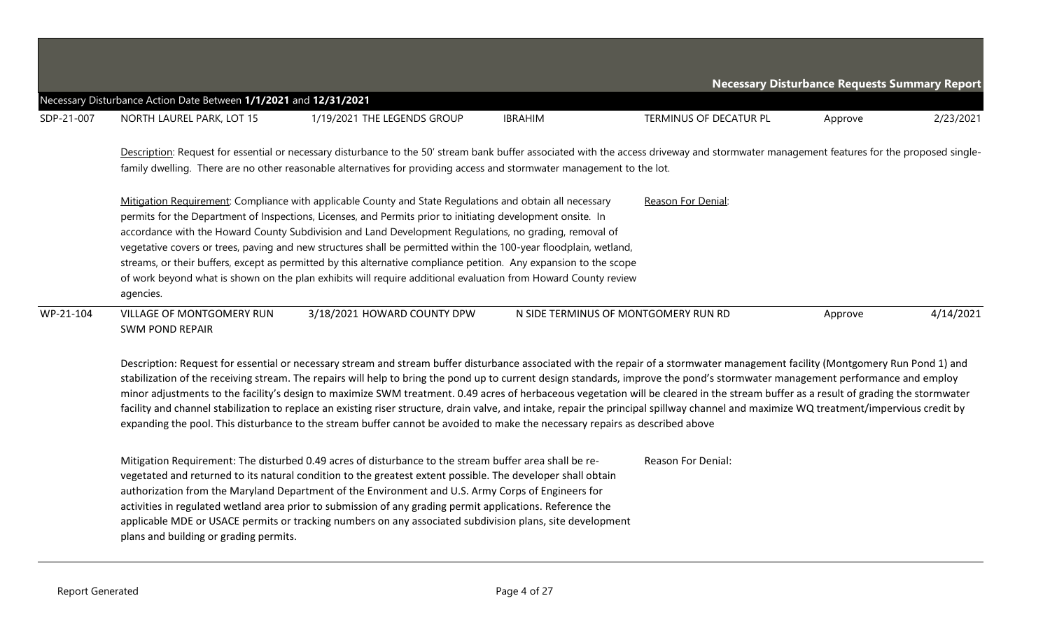## Necessary Disturbance Requests Summary Report

Necessary Disturbance Action Date Between **1/1/2021** and **12/31/2021**

| | | | | | | |
|---|---|---|---|---|---|---|
| SDP-21-007 | NORTH LAUREL PARK, LOT 15 | 1/19/2021 THE LEGENDS GROUP | IBRAHIM | TERMINUS OF DECATUR PL | Approve | 2/23/2021 |

Description: Request for essential or necessary disturbance to the 50' stream bank buffer associated with the access driveway and stormwater management features for the proposed single-family dwelling. There are no other reasonable alternatives for providing access and stormwater management to the lot.

Mitigation Requirement: Compliance with applicable County and State Regulations and obtain all necessary permits for the Department of Inspections, Licenses, and Permits prior to initiating development onsite. In accordance with the Howard County Subdivision and Land Development Regulations, no grading, removal of vegetative covers or trees, paving and new structures shall be permitted within the 100-year floodplain, wetland, streams, or their buffers, except as permitted by this alternative compliance petition. Any expansion to the scope of work beyond what is shown on the plan exhibits will require additional evaluation from Howard County review agencies.

Reason For Denial:

| | | | | | |
|---|---|---|---|---|---|
| WP-21-104 | VILLAGE OF MONTGOMERY RUN SWM POND REPAIR | 3/18/2021 HOWARD COUNTY DPW | N SIDE TERMINUS OF MONTGOMERY RUN RD | Approve | 4/14/2021 |

Description: Request for essential or necessary stream and stream buffer disturbance associated with the repair of a stormwater management facility (Montgomery Run Pond 1) and stabilization of the receiving stream. The repairs will help to bring the pond up to current design standards, improve the pond's stormwater management performance and employ minor adjustments to the facility's design to maximize SWM treatment. 0.49 acres of herbaceous vegetation will be cleared in the stream buffer as a result of grading the stormwater facility and channel stabilization to replace an existing riser structure, drain valve, and intake, repair the principal spillway channel and maximize WQ treatment/impervious credit by expanding the pool. This disturbance to the stream buffer cannot be avoided to make the necessary repairs as described above

Mitigation Requirement: The disturbed 0.49 acres of disturbance to the stream buffer area shall be re-vegetated and returned to its natural condition to the greatest extent possible. The developer shall obtain authorization from the Maryland Department of the Environment and U.S. Army Corps of Engineers for activities in regulated wetland area prior to submission of any grading permit applications. Reference the applicable MDE or USACE permits or tracking numbers on any associated subdivision plans, site development plans and building or grading permits.

Reason For Denial:

Report Generated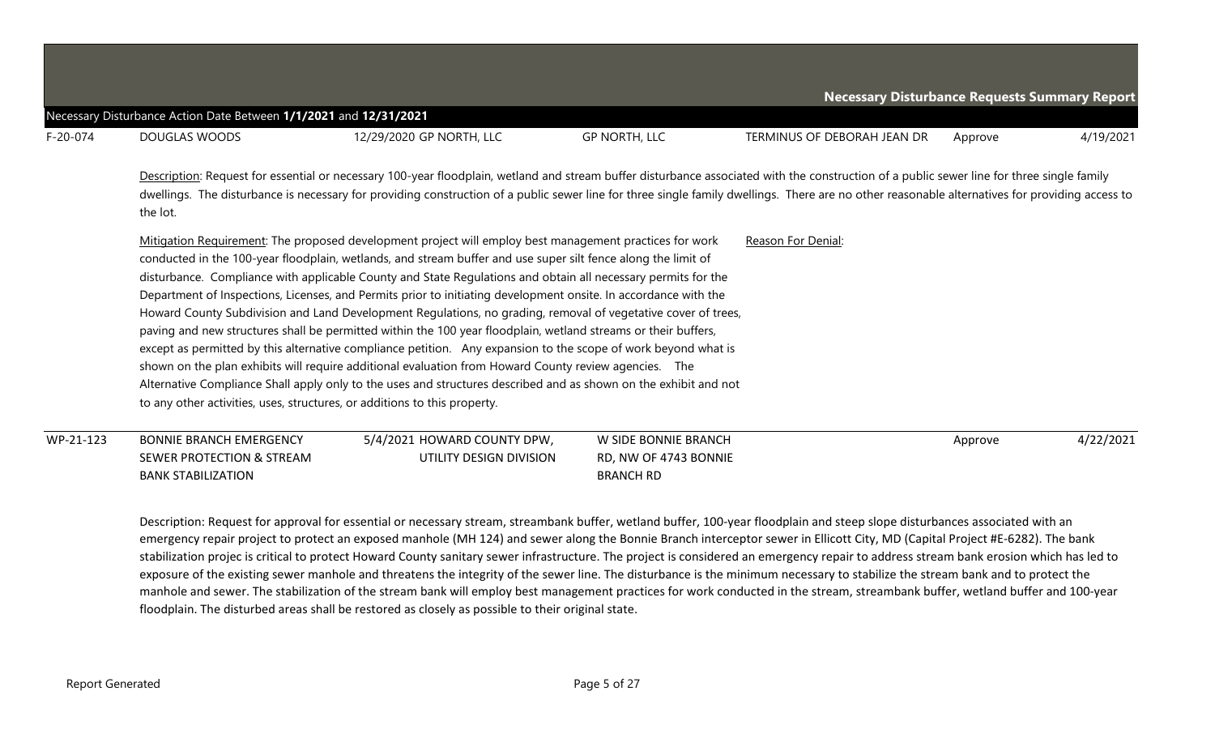**Necessary Disturbance Requests Summary Report**

Necessary Disturbance Action Date Between **1/1/2021** and **12/31/2021**

| | | | | | | | |
|---|---|---|---|---|---|---|---|
| F-20-074 | DOUGLAS WOODS | 12/29/2020 | GP NORTH, LLC | GP NORTH, LLC | TERMINUS OF DEBORAH JEAN DR | Approve | 4/19/2021 |

Description: Request for essential or necessary 100-year floodplain, wetland and stream buffer disturbance associated with the construction of a public sewer line for three single family dwellings. The disturbance is necessary for providing construction of a public sewer line for three single family dwellings. There are no other reasonable alternatives for providing access to the lot.

Mitigation Requirement: The proposed development project will employ best management practices for work conducted in the 100-year floodplain, wetlands, and stream buffer and use super silt fence along the limit of disturbance. Compliance with applicable County and State Regulations and obtain all necessary permits for the Department of Inspections, Licenses, and Permits prior to initiating development onsite. In accordance with the Howard County Subdivision and Land Development Regulations, no grading, removal of vegetative cover of trees, paving and new structures shall be permitted within the 100 year floodplain, wetland streams or their buffers, except as permitted by this alternative compliance petition. Any expansion to the scope of work beyond what is shown on the plan exhibits will require additional evaluation from Howard County review agencies. The Alternative Compliance Shall apply only to the uses and structures described and as shown on the exhibit and not to any other activities, uses, structures, or additions to this property.

Reason For Denial:

| | | | | | | | |
|---|---|---|---|---|---|---|---|
| WP-21-123 | BONNIE BRANCH EMERGENCY SEWER PROTECTION & STREAM BANK STABILIZATION | 5/4/2021 | HOWARD COUNTY DPW, UTILITY DESIGN DIVISION | W SIDE BONNIE BRANCH RD, NW OF 4743 BONNIE BRANCH RD | | Approve | 4/22/2021 |

Description: Request for approval for essential or necessary stream, streambank buffer, wetland buffer, 100-year floodplain and steep slope disturbances associated with an emergency repair project to protect an exposed manhole (MH 124) and sewer along the Bonnie Branch interceptor sewer in Ellicott City, MD (Capital Project #E-6282). The bank stabilization projec is critical to protect Howard County sanitary sewer infrastructure. The project is considered an emergency repair to address stream bank erosion which has led to exposure of the existing sewer manhole and threatens the integrity of the sewer line. The disturbance is the minimum necessary to stabilize the stream bank and to protect the manhole and sewer. The stabilization of the stream bank will employ best management practices for work conducted in the stream, streambank buffer, wetland buffer and 100-year floodplain. The disturbed areas shall be restored as closely as possible to their original state.

Report Generated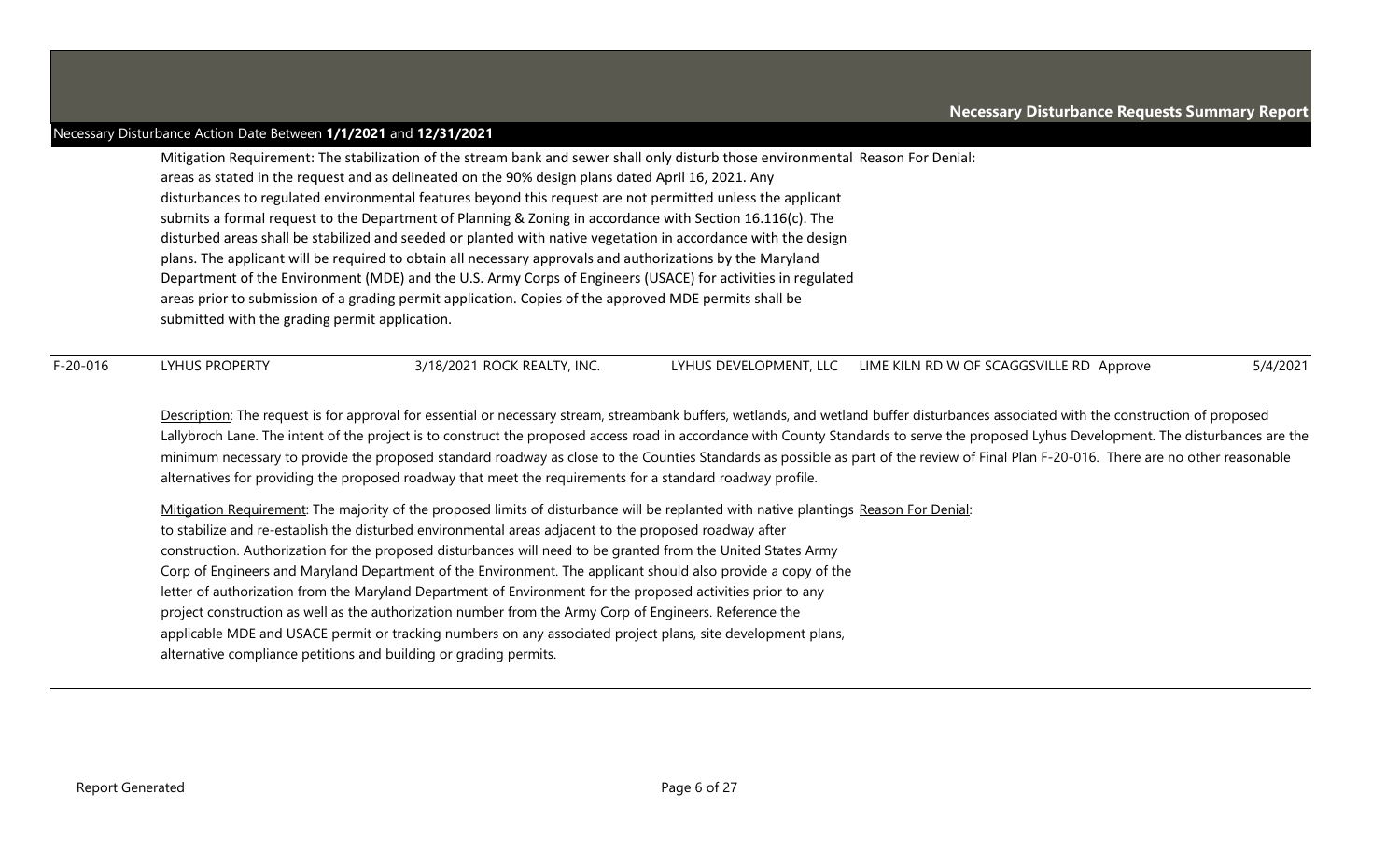Necessary Disturbance Action Date Between **1/1/2021** and **12/31/2021**

Mitigation Requirement: The stabilization of the stream bank and sewer shall only disturb those environmental areas as stated in the request and as delineated on the 90% design plans dated April 16, 2021. Any disturbances to regulated environmental features beyond this request are not permitted unless the applicant submits a formal request to the Department of Planning & Zoning in accordance with Section 16.116(c). The disturbed areas shall be stabilized and seeded or planted with native vegetation in accordance with the design plans. The applicant will be required to obtain all necessary approvals and authorizations by the Maryland Department of the Environment (MDE) and the U.S. Army Corps of Engineers (USACE) for activities in regulated areas prior to submission of a grading permit application. Copies of the approved MDE permits shall be submitted with the grading permit application.

Reason For Denial:

| | | | | | | | |
|---|---|---|---|---|---|---|---|
| F-20-016 | LYHUS PROPERTY | 3/18/2021 | ROCK REALTY, INC. | LYHUS DEVELOPMENT, LLC | LIME KILN RD W OF SCAGGSVILLE RD | Approve | 5/4/2021 |

Description: The request is for approval for essential or necessary stream, streambank buffers, wetlands, and wetland buffer disturbances associated with the construction of proposed Lallybroch Lane. The intent of the project is to construct the proposed access road in accordance with County Standards to serve the proposed Lyhus Development. The disturbances are the minimum necessary to provide the proposed standard roadway as close to the Counties Standards as possible as part of the review of Final Plan F-20-016. There are no other reasonable alternatives for providing the proposed roadway that meet the requirements for a standard roadway profile.

Mitigation Requirement: The majority of the proposed limits of disturbance will be replanted with native plantings to stabilize and re-establish the disturbed environmental areas adjacent to the proposed roadway after construction. Authorization for the proposed disturbances will need to be granted from the United States Army Corp of Engineers and Maryland Department of the Environment. The applicant should also provide a copy of the letter of authorization from the Maryland Department of Environment for the proposed activities prior to any project construction as well as the authorization number from the Army Corp of Engineers. Reference the applicable MDE and USACE permit or tracking numbers on any associated project plans, site development plans, alternative compliance petitions and building or grading permits.

Reason For Denial: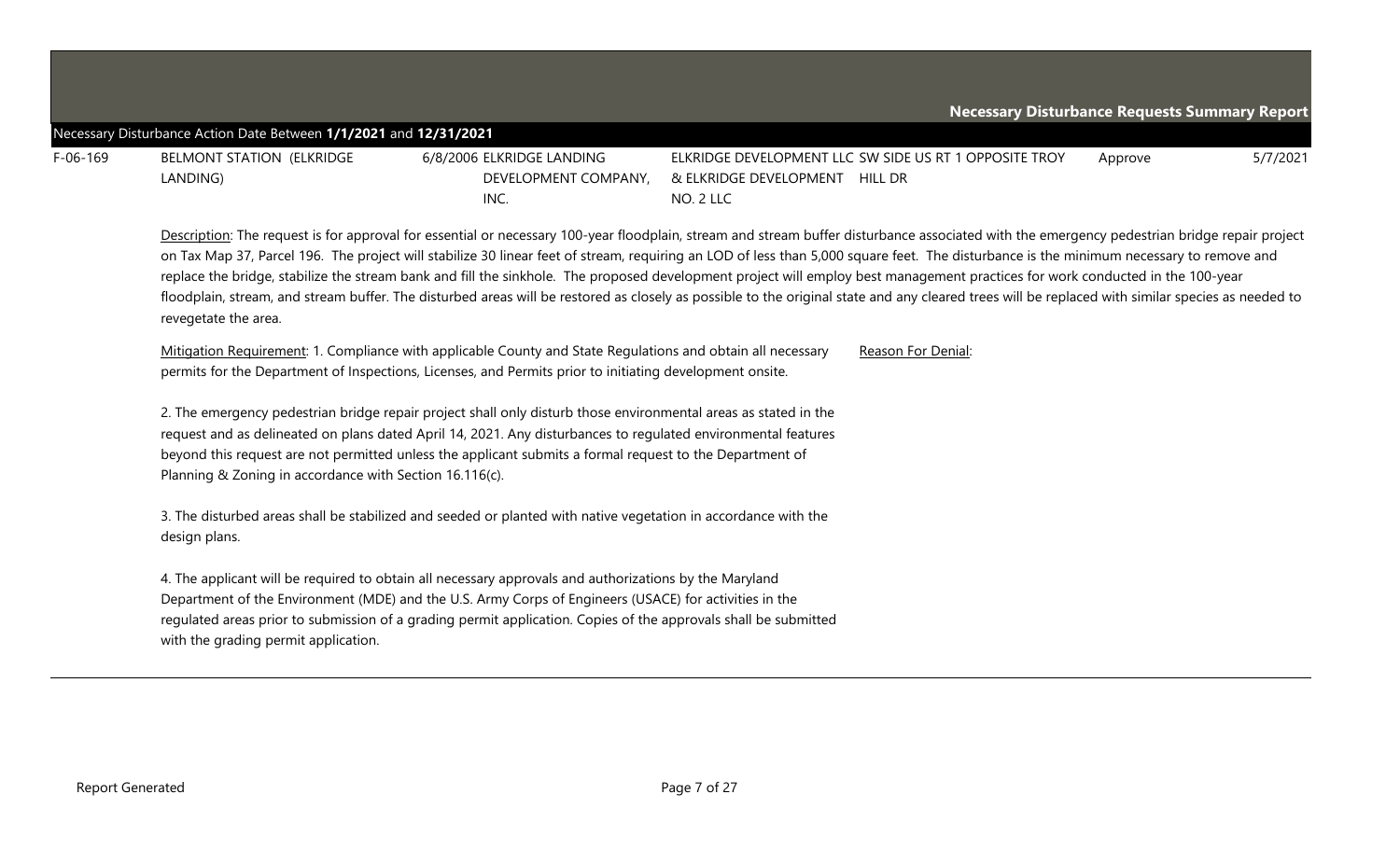**Necessary Disturbance Requests Summary Report**

Necessary Disturbance Action Date Between **1/1/2021** and **12/31/2021**

| | | | | | | | |
|---|---|---|---|---|---|---|---|
| F-06-169 | BELMONT STATION (ELKRIDGE LANDING) | 6/8/2006 | ELKRIDGE LANDING DEVELOPMENT COMPANY, INC. | ELKRIDGE DEVELOPMENT LLC & ELKRIDGE DEVELOPMENT NO. 2 LLC | SW SIDE US RT 1 OPPOSITE TROY HILL DR | Approve | 5/7/2021 |

Description: The request is for approval for essential or necessary 100-year floodplain, stream and stream buffer disturbance associated with the emergency pedestrian bridge repair project on Tax Map 37, Parcel 196. The project will stabilize 30 linear feet of stream, requiring an LOD of less than 5,000 square feet. The disturbance is the minimum necessary to remove and replace the bridge, stabilize the stream bank and fill the sinkhole. The proposed development project will employ best management practices for work conducted in the 100-year floodplain, stream, and stream buffer. The disturbed areas will be restored as closely as possible to the original state and any cleared trees will be replaced with similar species as needed to revegetate the area.

Mitigation Requirement: 1. Compliance with applicable County and State Regulations and obtain all necessary permits for the Department of Inspections, Licenses, and Permits prior to initiating development onsite.

2. The emergency pedestrian bridge repair project shall only disturb those environmental areas as stated in the request and as delineated on plans dated April 14, 2021. Any disturbances to regulated environmental features beyond this request are not permitted unless the applicant submits a formal request to the Department of Planning & Zoning in accordance with Section 16.116(c).

3. The disturbed areas shall be stabilized and seeded or planted with native vegetation in accordance with the design plans.

4. The applicant will be required to obtain all necessary approvals and authorizations by the Maryland Department of the Environment (MDE) and the U.S. Army Corps of Engineers (USACE) for activities in the regulated areas prior to submission of a grading permit application. Copies of the approvals shall be submitted with the grading permit application.

Reason For Denial:

Report Generated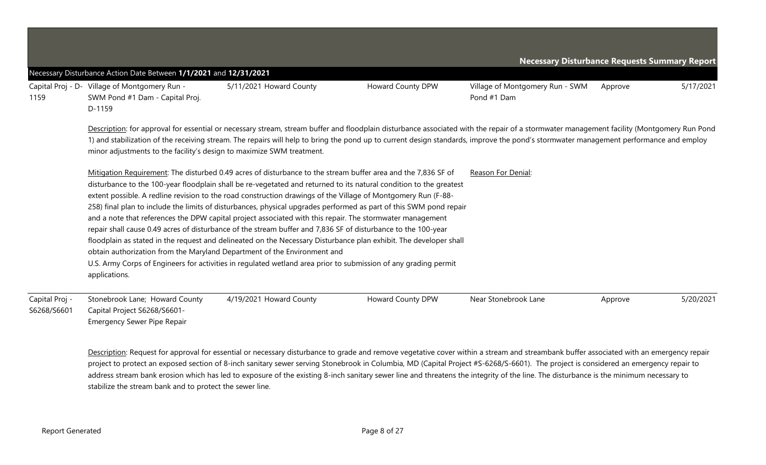## Necessary Disturbance Requests Summary Report

Necessary Disturbance Action Date Between **1/1/2021** and **12/31/2021**

| | | | | | | |
|---|---|---|---|---|---|---|
| Capital Proj - D-1159 | Village of Montgomery Run - SWM Pond #1 Dam - Capital Proj. D-1159 | 5/11/2021 Howard County | Howard County DPW | Village of Montgomery Run - SWM Pond #1 Dam | Approve | 5/17/2021 |

Description: for approval for essential or necessary stream, stream buffer and floodplain disturbance associated with the repair of a stormwater management facility (Montgomery Run Pond 1) and stabilization of the receiving stream. The repairs will help to bring the pond up to current design standards, improve the pond's stormwater management performance and employ minor adjustments to the facility's design to maximize SWM treatment.

Mitigation Requirement: The disturbed 0.49 acres of disturbance to the stream buffer area and the 7,836 SF of disturbance to the 100-year floodplain shall be re-vegetated and returned to its natural condition to the greatest extent possible. A redline revision to the road construction drawings of the Village of Montgomery Run (F-88-258) final plan to include the limits of disturbances, physical upgrades performed as part of this SWM pond repair and a note that references the DPW capital project associated with this repair. The stormwater management repair shall cause 0.49 acres of disturbance of the stream buffer and 7,836 SF of disturbance to the 100-year floodplain as stated in the request and delineated on the Necessary Disturbance plan exhibit. The developer shall obtain authorization from the Maryland Department of the Environment and
U.S. Army Corps of Engineers for activities in regulated wetland area prior to submission of any grading permit applications.

Reason For Denial:

| | | | | | | |
|---|---|---|---|---|---|---|
| Capital Proj - S6268/S6601 | Stonebrook Lane; Howard County Capital Project S6268/S6601-Emergency Sewer Pipe Repair | 4/19/2021 Howard County | Howard County DPW | Near Stonebrook Lane | Approve | 5/20/2021 |

Description: Request for approval for essential or necessary disturbance to grade and remove vegetative cover within a stream and streambank buffer associated with an emergency repair project to protect an exposed section of 8-inch sanitary sewer serving Stonebrook in Columbia, MD (Capital Project #S-6268/S-6601). The project is considered an emergency repair to address stream bank erosion which has led to exposure of the existing 8-inch sanitary sewer line and threatens the integrity of the line. The disturbance is the minimum necessary to stabilize the stream bank and to protect the sewer line.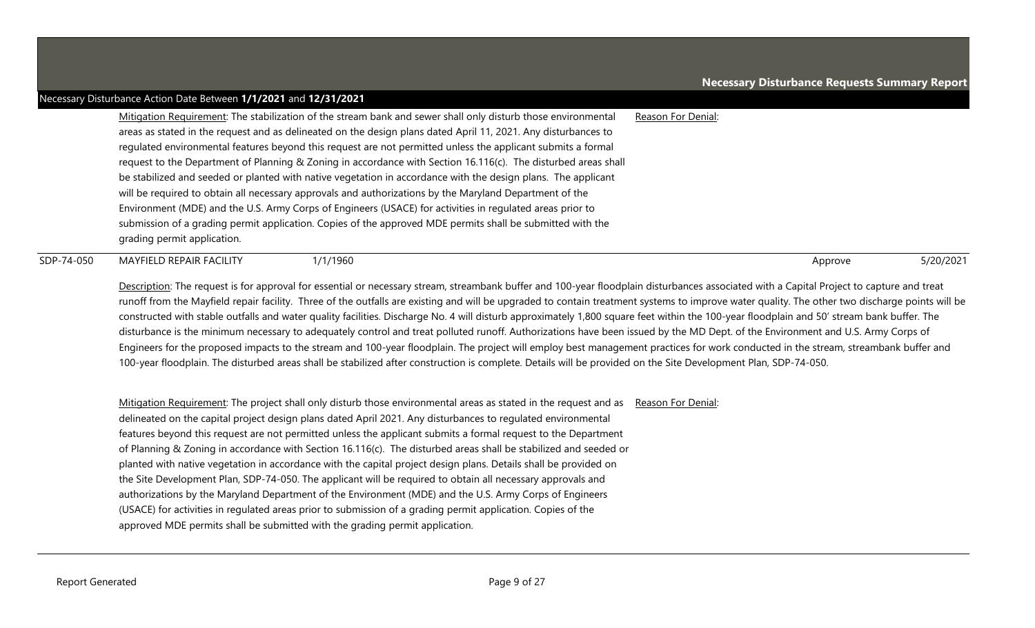Necessary Disturbance Action Date Between **1/1/2021** and **12/31/2021**

Mitigation Requirement: The stabilization of the stream bank and sewer shall only disturb those environmental areas as stated in the request and as delineated on the design plans dated April 11, 2021. Any disturbances to regulated environmental features beyond this request are not permitted unless the applicant submits a formal request to the Department of Planning & Zoning in accordance with Section 16.116(c). The disturbed areas shall be stabilized and seeded or planted with native vegetation in accordance with the design plans. The applicant will be required to obtain all necessary approvals and authorizations by the Maryland Department of the Environment (MDE) and the U.S. Army Corps of Engineers (USACE) for activities in regulated areas prior to submission of a grading permit application. Copies of the approved MDE permits shall be submitted with the grading permit application.

Reason For Denial:

| SDP-74-050 | MAYFIELD REPAIR FACILITY | 1/1/1960 | Approve | 5/20/2021 |
|---|---|---|---|---|

Description: The request is for approval for essential or necessary stream, streambank buffer and 100-year floodplain disturbances associated with a Capital Project to capture and treat runoff from the Mayfield repair facility. Three of the outfalls are existing and will be upgraded to contain treatment systems to improve water quality. The other two discharge points will be constructed with stable outfalls and water quality facilities. Discharge No. 4 will disturb approximately 1,800 square feet within the 100-year floodplain and 50' stream bank buffer. The disturbance is the minimum necessary to adequately control and treat polluted runoff. Authorizations have been issued by the MD Dept. of the Environment and U.S. Army Corps of Engineers for the proposed impacts to the stream and 100-year floodplain. The project will employ best management practices for work conducted in the stream, streambank buffer and 100-year floodplain. The disturbed areas shall be stabilized after construction is complete. Details will be provided on the Site Development Plan, SDP-74-050.

Mitigation Requirement: The project shall only disturb those environmental areas as stated in the request and as delineated on the capital project design plans dated April 2021. Any disturbances to regulated environmental features beyond this request are not permitted unless the applicant submits a formal request to the Department of Planning & Zoning in accordance with Section 16.116(c). The disturbed areas shall be stabilized and seeded or planted with native vegetation in accordance with the capital project design plans. Details shall be provided on the Site Development Plan, SDP-74-050. The applicant will be required to obtain all necessary approvals and authorizations by the Maryland Department of the Environment (MDE) and the U.S. Army Corps of Engineers (USACE) for activities in regulated areas prior to submission of a grading permit application. Copies of the approved MDE permits shall be submitted with the grading permit application.

Reason For Denial: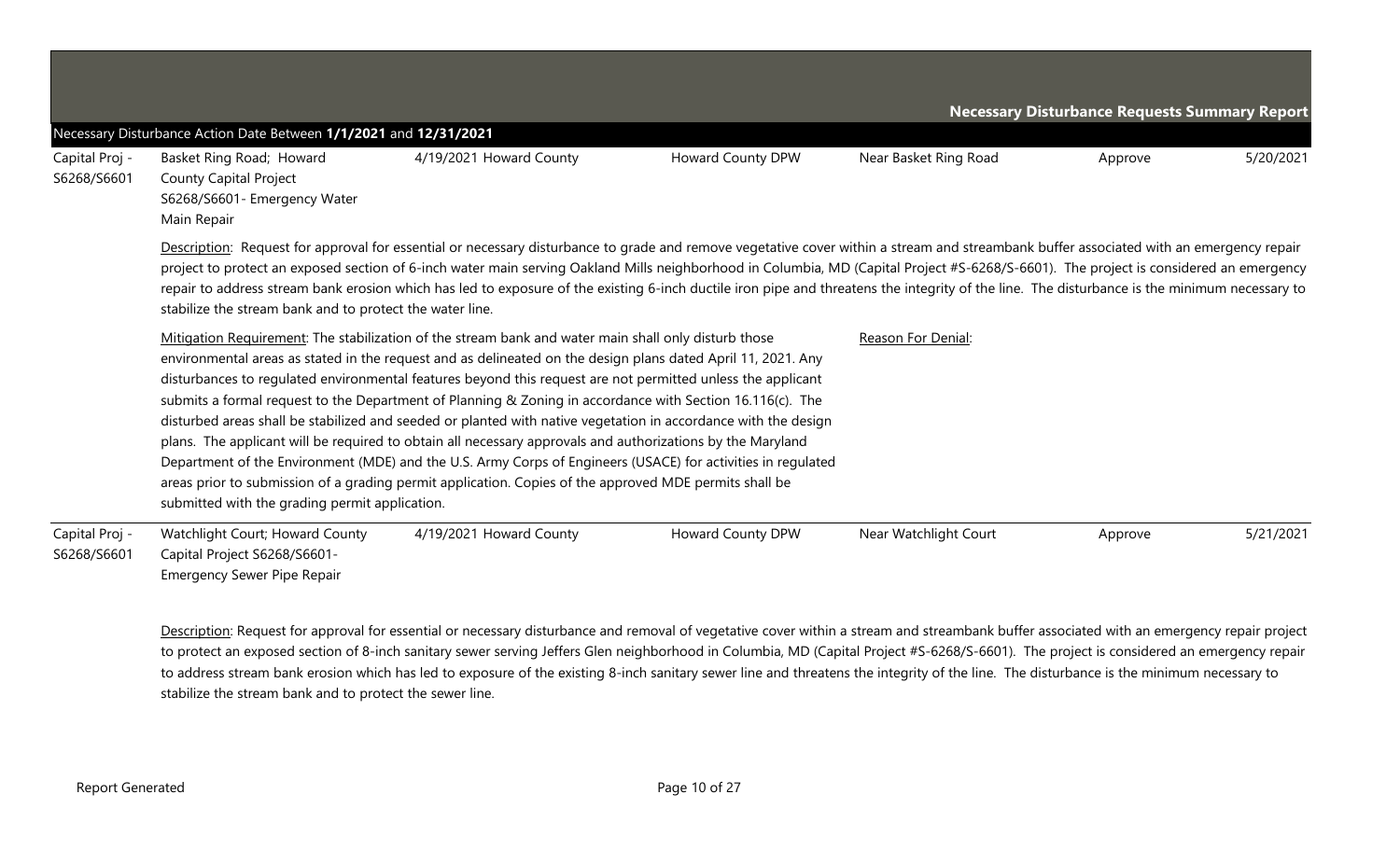## Necessary Disturbance Requests Summary Report

Necessary Disturbance Action Date Between **1/1/2021** and **12/31/2021**

| | | | | | | | |
|---|---|---|---|---|---|---|---|
| Capital Proj - S6268/S6601 | Basket Ring Road; Howard County Capital Project S6268/S6601- Emergency Water Main Repair | 4/19/2021 | Howard County | Howard County DPW | Near Basket Ring Road | Approve | 5/20/2021 |

Description: Request for approval for essential or necessary disturbance to grade and remove vegetative cover within a stream and streambank buffer associated with an emergency repair project to protect an exposed section of 6-inch water main serving Oakland Mills neighborhood in Columbia, MD (Capital Project #S-6268/S-6601). The project is considered an emergency repair to address stream bank erosion which has led to exposure of the existing 6-inch ductile iron pipe and threatens the integrity of the line. The disturbance is the minimum necessary to stabilize the stream bank and to protect the water line.

Mitigation Requirement: The stabilization of the stream bank and water main shall only disturb those environmental areas as stated in the request and as delineated on the design plans dated April 11, 2021. Any disturbances to regulated environmental features beyond this request are not permitted unless the applicant submits a formal request to the Department of Planning & Zoning in accordance with Section 16.116(c). The disturbed areas shall be stabilized and seeded or planted with native vegetation in accordance with the design plans. The applicant will be required to obtain all necessary approvals and authorizations by the Maryland Department of the Environment (MDE) and the U.S. Army Corps of Engineers (USACE) for activities in regulated areas prior to submission of a grading permit application. Copies of the approved MDE permits shall be submitted with the grading permit application.

Reason For Denial:

| | | | | | | | |
|---|---|---|---|---|---|---|---|
| Capital Proj - S6268/S6601 | Watchlight Court; Howard County Capital Project S6268/S6601- Emergency Sewer Pipe Repair | 4/19/2021 | Howard County | Howard County DPW | Near Watchlight Court | Approve | 5/21/2021 |

Description: Request for approval for essential or necessary disturbance and removal of vegetative cover within a stream and streambank buffer associated with an emergency repair project to protect an exposed section of 8-inch sanitary sewer serving Jeffers Glen neighborhood in Columbia, MD (Capital Project #S-6268/S-6601). The project is considered an emergency repair to address stream bank erosion which has led to exposure of the existing 8-inch sanitary sewer line and threatens the integrity of the line. The disturbance is the minimum necessary to stabilize the stream bank and to protect the sewer line.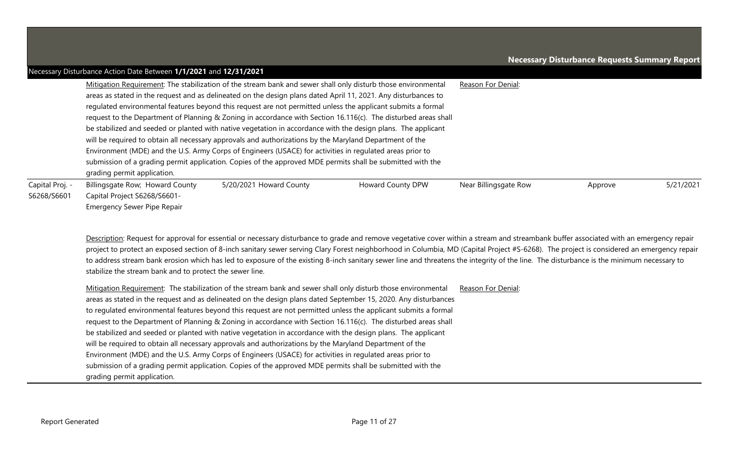## Necessary Disturbance Requests Summary Report

Necessary Disturbance Action Date Between **1/1/2021** and **12/31/2021**

Mitigation Requirement: The stabilization of the stream bank and sewer shall only disturb those environmental areas as stated in the request and as delineated on the design plans dated April 11, 2021. Any disturbances to regulated environmental features beyond this request are not permitted unless the applicant submits a formal request to the Department of Planning & Zoning in accordance with Section 16.116(c). The disturbed areas shall be stabilized and seeded or planted with native vegetation in accordance with the design plans. The applicant will be required to obtain all necessary approvals and authorizations by the Maryland Department of the Environment (MDE) and the U.S. Army Corps of Engineers (USACE) for activities in regulated areas prior to submission of a grading permit application. Copies of the approved MDE permits shall be submitted with the grading permit application.

Reason For Denial:

| | | | | | | |
|---|---|---|---|---|---|---|
| Capital Proj. - S6268/S6601 | Billingsgate Row; Howard County Capital Project S6268/S6601- Emergency Sewer Pipe Repair | 5/20/2021 Howard County | Howard County DPW | Near Billingsgate Row | Approve | 5/21/2021 |

Description: Request for approval for essential or necessary disturbance to grade and remove vegetative cover within a stream and streambank buffer associated with an emergency repair project to protect an exposed section of 8-inch sanitary sewer serving Clary Forest neighborhood in Columbia, MD (Capital Project #S-6268). The project is considered an emergency repair to address stream bank erosion which has led to exposure of the existing 8-inch sanitary sewer line and threatens the integrity of the line. The disturbance is the minimum necessary to stabilize the stream bank and to protect the sewer line.

Mitigation Requirement: The stabilization of the stream bank and sewer shall only disturb those environmental areas as stated in the request and as delineated on the design plans dated September 15, 2020. Any disturbances to regulated environmental features beyond this request are not permitted unless the applicant submits a formal request to the Department of Planning & Zoning in accordance with Section 16.116(c). The disturbed areas shall be stabilized and seeded or planted with native vegetation in accordance with the design plans. The applicant will be required to obtain all necessary approvals and authorizations by the Maryland Department of the Environment (MDE) and the U.S. Army Corps of Engineers (USACE) for activities in regulated areas prior to submission of a grading permit application. Copies of the approved MDE permits shall be submitted with the grading permit application.

Reason For Denial:

Report Generated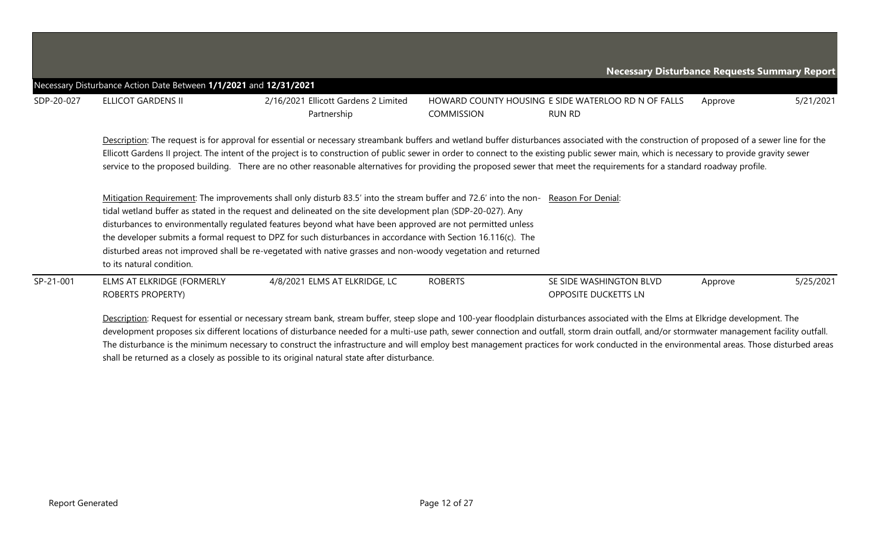## Necessary Disturbance Requests Summary Report

Necessary Disturbance Action Date Between **1/1/2021** and **12/31/2021**

| | | | | | | | |
|---|---|---|---|---|---|---|---|
| SDP-20-027 | ELLICOT GARDENS II | 2/16/2021 | Ellicott Gardens 2 Limited Partnership | HOWARD COUNTY HOUSING COMMISSION | E SIDE WATERLOO RD N OF FALLS RUN RD | Approve | 5/21/2021 |

Description: The request is for approval for essential or necessary streambank buffers and wetland buffer disturbances associated with the construction of proposed of a sewer line for the Ellicott Gardens II project. The intent of the project is to construction of public sewer in order to connect to the existing public sewer main, which is necessary to provide gravity sewer service to the proposed building. There are no other reasonable alternatives for providing the proposed sewer that meet the requirements for a standard roadway profile.

Mitigation Requirement: The improvements shall only disturb 83.5' into the stream buffer and 72.6' into the non-tidal wetland buffer as stated in the request and delineated on the site development plan (SDP-20-027). Any disturbances to environmentally regulated features beyond what have been approved are not permitted unless the developer submits a formal request to DPZ for such disturbances in accordance with Section 16.116(c). The disturbed areas not improved shall be re-vegetated with native grasses and non-woody vegetation and returned to its natural condition.

Reason For Denial:

| | | | | | | | |
|---|---|---|---|---|---|---|---|
| SP-21-001 | ELMS AT ELKRIDGE (FORMERLY ROBERTS PROPERTY) | 4/8/2021 | ELMS AT ELKRIDGE, LC | ROBERTS | SE SIDE WASHINGTON BLVD OPPOSITE DUCKETTS LN | Approve | 5/25/2021 |

Description: Request for essential or necessary stream bank, stream buffer, steep slope and 100-year floodplain disturbances associated with the Elms at Elkridge development. The development proposes six different locations of disturbance needed for a multi-use path, sewer connection and outfall, storm drain outfall, and/or stormwater management facility outfall. The disturbance is the minimum necessary to construct the infrastructure and will employ best management practices for work conducted in the environmental areas. Those disturbed areas shall be returned as a closely as possible to its original natural state after disturbance.

Report Generated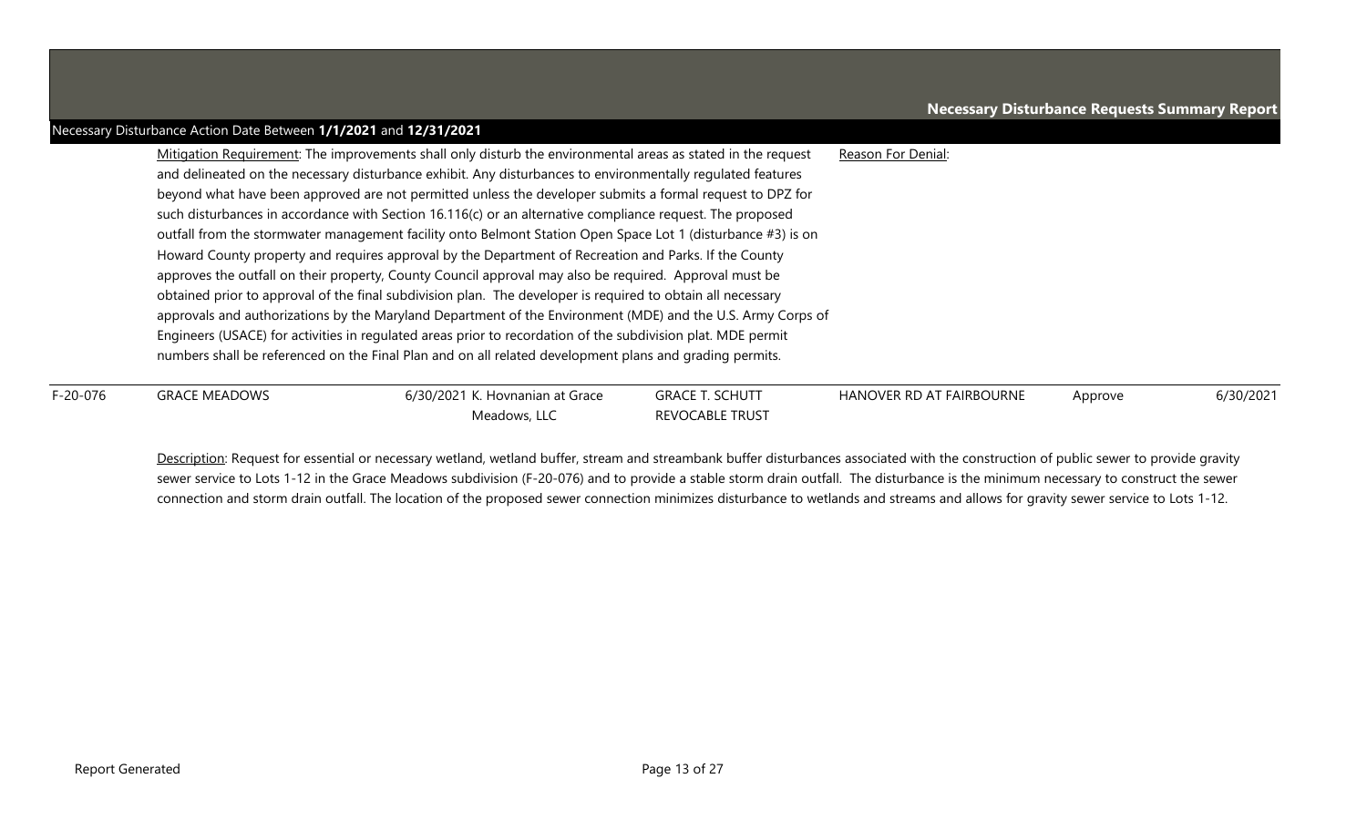## Necessary Disturbance Requests Summary Report

Necessary Disturbance Action Date Between **1/1/2021** and **12/31/2021**

Mitigation Requirement: The improvements shall only disturb the environmental areas as stated in the request and delineated on the necessary disturbance exhibit. Any disturbances to environmentally regulated features beyond what have been approved are not permitted unless the developer submits a formal request to DPZ for such disturbances in accordance with Section 16.116(c) or an alternative compliance request. The proposed outfall from the stormwater management facility onto Belmont Station Open Space Lot 1 (disturbance #3) is on Howard County property and requires approval by the Department of Recreation and Parks. If the County approves the outfall on their property, County Council approval may also be required. Approval must be obtained prior to approval of the final subdivision plan. The developer is required to obtain all necessary approvals and authorizations by the Maryland Department of the Environment (MDE) and the U.S. Army Corps of Engineers (USACE) for activities in regulated areas prior to recordation of the subdivision plat. MDE permit numbers shall be referenced on the Final Plan and on all related development plans and grading permits.

Reason For Denial:

| | | | | | | | |
|---|---|---|---|---|---|---|---|
| F-20-076 | GRACE MEADOWS | 6/30/2021 | K. Hovnanian at Grace Meadows, LLC | GRACE T. SCHUTT REVOCABLE TRUST | HANOVER RD AT FAIRBOURNE | Approve | 6/30/2021 |

Description: Request for essential or necessary wetland, wetland buffer, stream and streambank buffer disturbances associated with the construction of public sewer to provide gravity sewer service to Lots 1-12 in the Grace Meadows subdivision (F-20-076) and to provide a stable storm drain outfall. The disturbance is the minimum necessary to construct the sewer connection and storm drain outfall. The location of the proposed sewer connection minimizes disturbance to wetlands and streams and allows for gravity sewer service to Lots 1-12.

Report Generated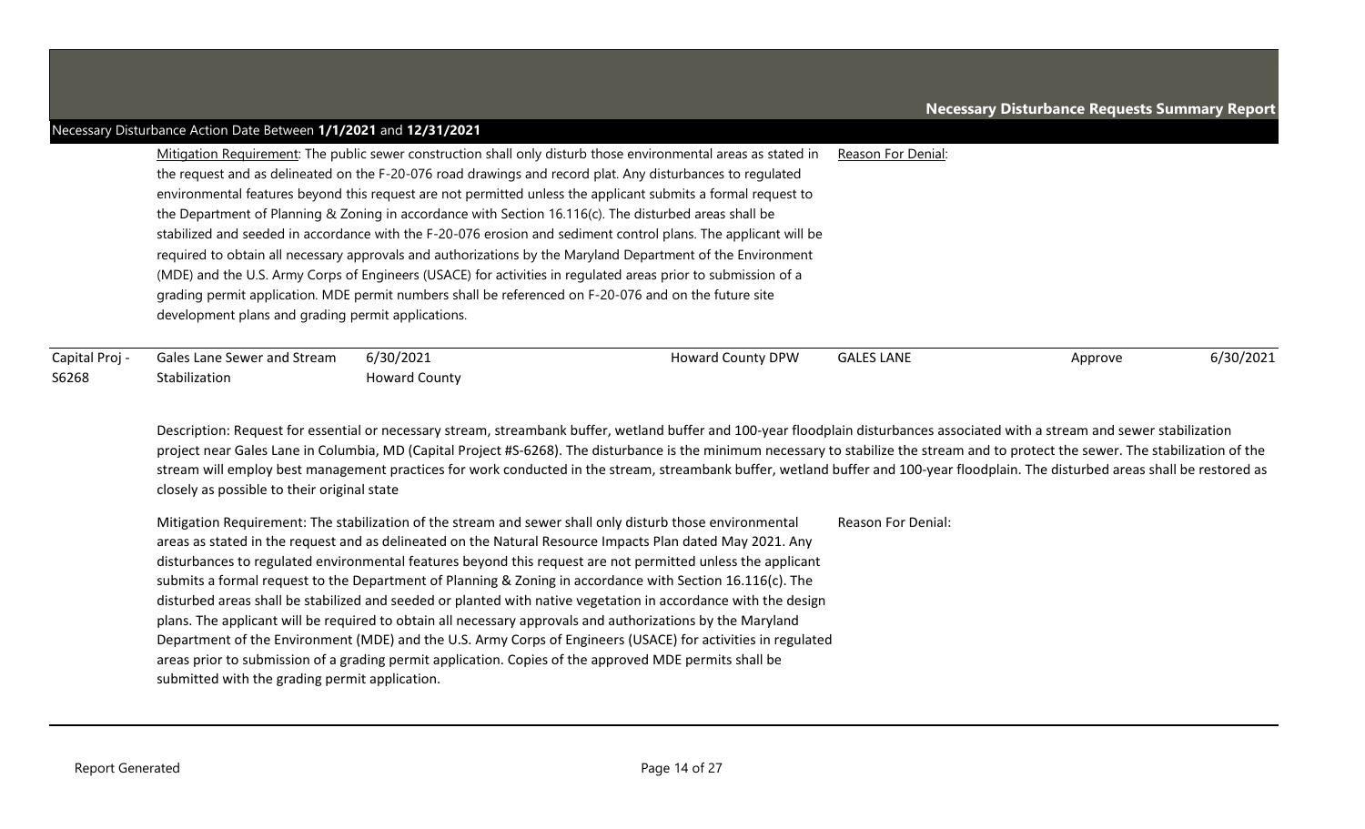## Necessary Disturbance Requests Summary Report

Necessary Disturbance Action Date Between **1/1/2021** and **12/31/2021**

Mitigation Requirement: The public sewer construction shall only disturb those environmental areas as stated in the request and as delineated on the F-20-076 road drawings and record plat. Any disturbances to regulated environmental features beyond this request are not permitted unless the applicant submits a formal request to the Department of Planning & Zoning in accordance with Section 16.116(c). The disturbed areas shall be stabilized and seeded in accordance with the F-20-076 erosion and sediment control plans. The applicant will be required to obtain all necessary approvals and authorizations by the Maryland Department of the Environment (MDE) and the U.S. Army Corps of Engineers (USACE) for activities in regulated areas prior to submission of a grading permit application. MDE permit numbers shall be referenced on F-20-076 and on the future site development plans and grading permit applications.

Reason For Denial:

| | | | | | | |
|---|---|---|---|---|---|---|
| Capital Proj - S6268 | Gales Lane Sewer and Stream Stabilization | 6/30/2021 Howard County | Howard County DPW | GALES LANE | Approve | 6/30/2021 |

Description: Request for essential or necessary stream, streambank buffer, wetland buffer and 100-year floodplain disturbances associated with a stream and sewer stabilization project near Gales Lane in Columbia, MD (Capital Project #S-6268). The disturbance is the minimum necessary to stabilize the stream and to protect the sewer. The stabilization of the stream will employ best management practices for work conducted in the stream, streambank buffer, wetland buffer and 100-year floodplain. The disturbed areas shall be restored as closely as possible to their original state

Mitigation Requirement: The stabilization of the stream and sewer shall only disturb those environmental areas as stated in the request and as delineated on the Natural Resource Impacts Plan dated May 2021. Any disturbances to regulated environmental features beyond this request are not permitted unless the applicant submits a formal request to the Department of Planning & Zoning in accordance with Section 16.116(c). The disturbed areas shall be stabilized and seeded or planted with native vegetation in accordance with the design plans. The applicant will be required to obtain all necessary approvals and authorizations by the Maryland Department of the Environment (MDE) and the U.S. Army Corps of Engineers (USACE) for activities in regulated areas prior to submission of a grading permit application. Copies of the approved MDE permits shall be submitted with the grading permit application.

Reason For Denial: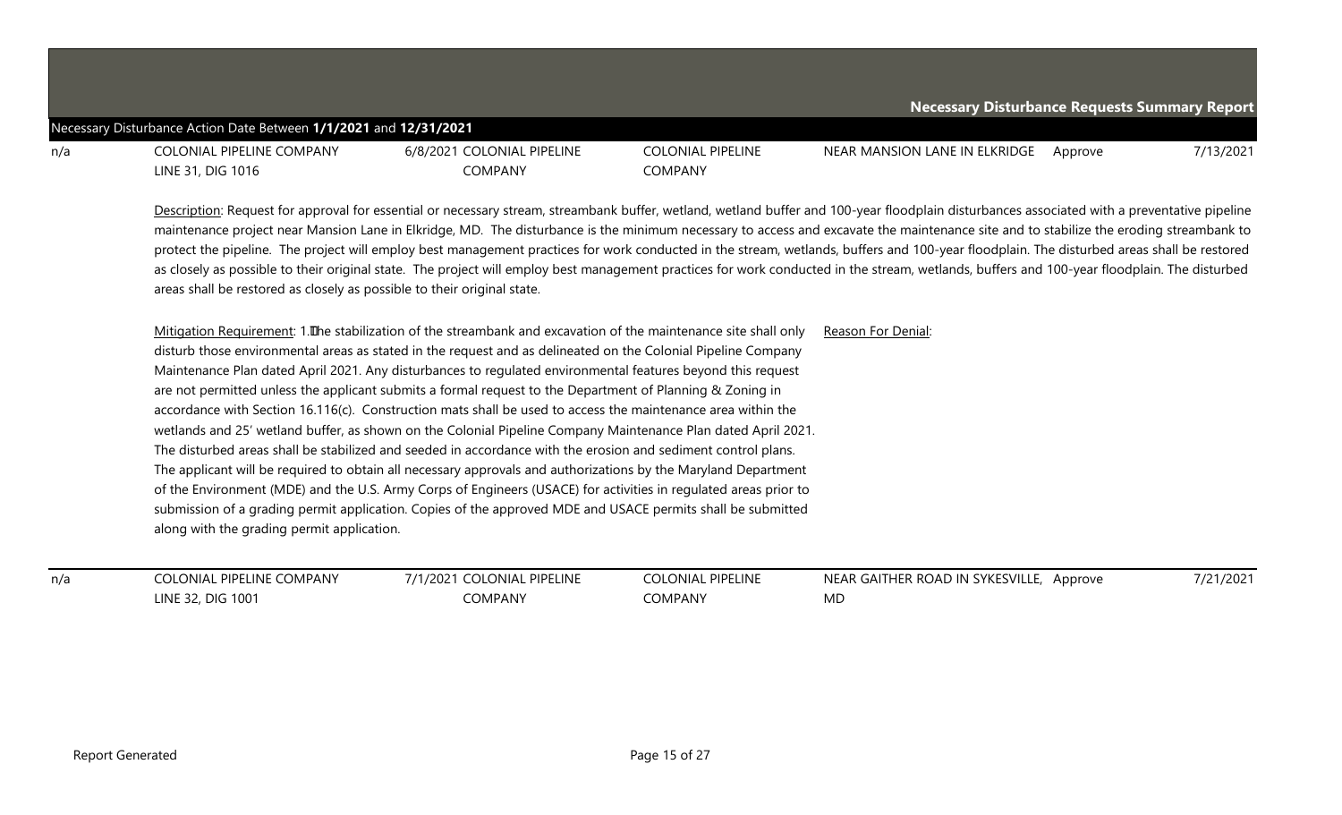## Necessary Disturbance Requests Summary Report

Necessary Disturbance Action Date Between **1/1/2021** and **12/31/2021**

| | | | | | | |
|---|---|---|---|---|---|---|
| n/a | COLONIAL PIPELINE COMPANY LINE 31, DIG 1016 | 6/8/2021 COLONIAL PIPELINE COMPANY | COLONIAL PIPELINE COMPANY | NEAR MANSION LANE IN ELKRIDGE | Approve | 7/13/2021 |

Description: Request for approval for essential or necessary stream, streambank buffer, wetland, wetland buffer and 100-year floodplain disturbances associated with a preventative pipeline maintenance project near Mansion Lane in Elkridge, MD. The disturbance is the minimum necessary to access and excavate the maintenance site and to stabilize the eroding streambank to protect the pipeline. The project will employ best management practices for work conducted in the stream, wetlands, buffers and 100-year floodplain. The disturbed areas shall be restored as closely as possible to their original state. The project will employ best management practices for work conducted in the stream, wetlands, buffers and 100-year floodplain. The disturbed areas shall be restored as closely as possible to their original state.

Mitigation Requirement: 1.The stabilization of the streambank and excavation of the maintenance site shall only disturb those environmental areas as stated in the request and as delineated on the Colonial Pipeline Company Maintenance Plan dated April 2021. Any disturbances to regulated environmental features beyond this request are not permitted unless the applicant submits a formal request to the Department of Planning & Zoning in accordance with Section 16.116(c). Construction mats shall be used to access the maintenance area within the wetlands and 25' wetland buffer, as shown on the Colonial Pipeline Company Maintenance Plan dated April 2021. The disturbed areas shall be stabilized and seeded in accordance with the erosion and sediment control plans. The applicant will be required to obtain all necessary approvals and authorizations by the Maryland Department of the Environment (MDE) and the U.S. Army Corps of Engineers (USACE) for activities in regulated areas prior to submission of a grading permit application. Copies of the approved MDE and USACE permits shall be submitted along with the grading permit application.

Reason For Denial:

| | | | | | | |
|---|---|---|---|---|---|---|
| n/a | COLONIAL PIPELINE COMPANY LINE 32, DIG 1001 | 7/1/2021 COLONIAL PIPELINE COMPANY | COLONIAL PIPELINE COMPANY | NEAR GAITHER ROAD IN SYKESVILLE, MD | Approve | 7/21/2021 |

Report Generated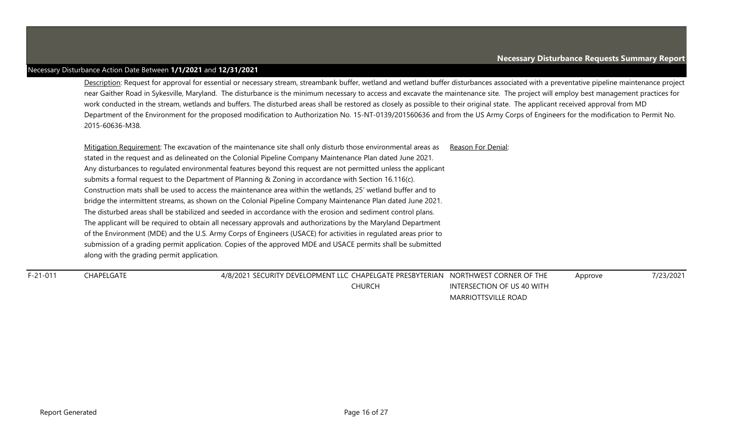Necessary Disturbance Action Date Between **1/1/2021** and **12/31/2021**

Description: Request for approval for essential or necessary stream, streambank buffer, wetland and wetland buffer disturbances associated with a preventative pipeline maintenance project near Gaither Road in Sykesville, Maryland. The disturbance is the minimum necessary to access and excavate the maintenance site. The project will employ best management practices for work conducted in the stream, wetlands and buffers. The disturbed areas shall be restored as closely as possible to their original state. The applicant received approval from MD Department of the Environment for the proposed modification to Authorization No. 15-NT-0139/201560636 and from the US Army Corps of Engineers for the modification to Permit No. 2015-60636-M38.

Mitigation Requirement: The excavation of the maintenance site shall only disturb those environmental areas as stated in the request and as delineated on the Colonial Pipeline Company Maintenance Plan dated June 2021. Any disturbances to regulated environmental features beyond this request are not permitted unless the applicant submits a formal request to the Department of Planning & Zoning in accordance with Section 16.116(c). Construction mats shall be used to access the maintenance area within the wetlands, 25' wetland buffer and to bridge the intermittent streams, as shown on the Colonial Pipeline Company Maintenance Plan dated June 2021. The disturbed areas shall be stabilized and seeded in accordance with the erosion and sediment control plans. The applicant will be required to obtain all necessary approvals and authorizations by the Maryland Department of the Environment (MDE) and the U.S. Army Corps of Engineers (USACE) for activities in regulated areas prior to submission of a grading permit application. Copies of the approved MDE and USACE permits shall be submitted along with the grading permit application.

Reason For Denial:

| | | | | | | | |
|---|---|---|---|---|---|---|---|
| F-21-011 | CHAPELGATE | 4/8/2021 | SECURITY DEVELOPMENT LLC | CHAPELGATE PRESBYTERIAN CHURCH | NORTHWEST CORNER OF THE INTERSECTION OF US 40 WITH MARRIOTTSVILLE ROAD | Approve | 7/23/2021 |

Report Generated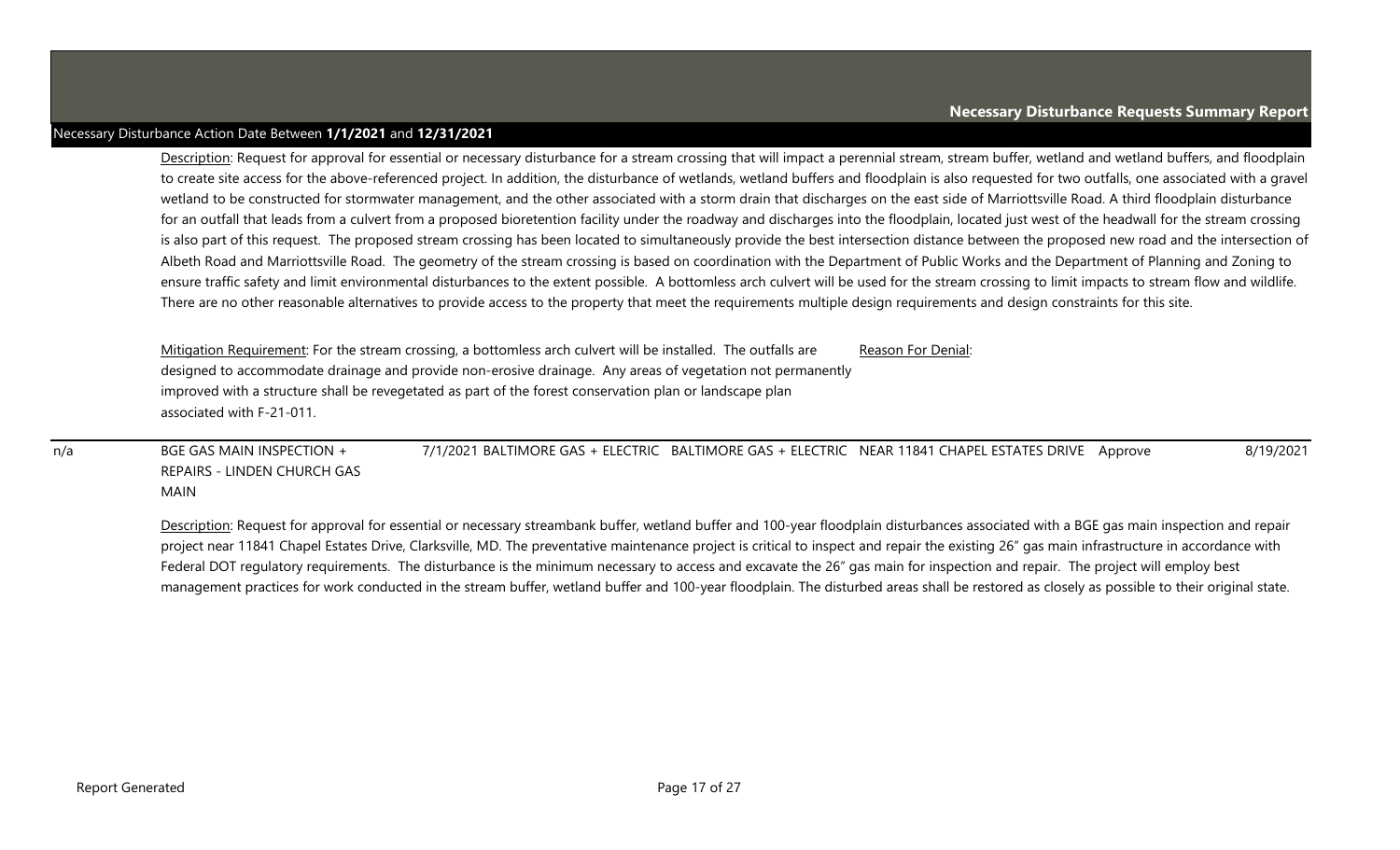Necessary Disturbance Action Date Between **1/1/2021** and **12/31/2021**

Description: Request for approval for essential or necessary disturbance for a stream crossing that will impact a perennial stream, stream buffer, wetland and wetland buffers, and floodplain to create site access for the above-referenced project. In addition, the disturbance of wetlands, wetland buffers and floodplain is also requested for two outfalls, one associated with a gravel wetland to be constructed for stormwater management, and the other associated with a storm drain that discharges on the east side of Marriottsville Road. A third floodplain disturbance for an outfall that leads from a culvert from a proposed bioretention facility under the roadway and discharges into the floodplain, located just west of the headwall for the stream crossing is also part of this request. The proposed stream crossing has been located to simultaneously provide the best intersection distance between the proposed new road and the intersection of Albeth Road and Marriottsville Road. The geometry of the stream crossing is based on coordination with the Department of Public Works and the Department of Planning and Zoning to ensure traffic safety and limit environmental disturbances to the extent possible. A bottomless arch culvert will be used for the stream crossing to limit impacts to stream flow and wildlife. There are no other reasonable alternatives to provide access to the property that meet the requirements multiple design requirements and design constraints for this site.

Mitigation Requirement: For the stream crossing, a bottomless arch culvert will be installed. The outfalls are designed to accommodate drainage and provide non-erosive drainage. Any areas of vegetation not permanently improved with a structure shall be revegetated as part of the forest conservation plan or landscape plan associated with F-21-011.

Reason For Denial:

| | | | | | | | |
|---|---|---|---|---|---|---|---|
| n/a | BGE GAS MAIN INSPECTION + REPAIRS - LINDEN CHURCH GAS MAIN | 7/1/2021 | BALTIMORE GAS + ELECTRIC | BALTIMORE GAS + ELECTRIC | NEAR 11841 CHAPEL ESTATES DRIVE | Approve | 8/19/2021 |

Description: Request for approval for essential or necessary streambank buffer, wetland buffer and 100-year floodplain disturbances associated with a BGE gas main inspection and repair project near 11841 Chapel Estates Drive, Clarksville, MD. The preventative maintenance project is critical to inspect and repair the existing 26" gas main infrastructure in accordance with Federal DOT regulatory requirements. The disturbance is the minimum necessary to access and excavate the 26" gas main for inspection and repair. The project will employ best management practices for work conducted in the stream buffer, wetland buffer and 100-year floodplain. The disturbed areas shall be restored as closely as possible to their original state.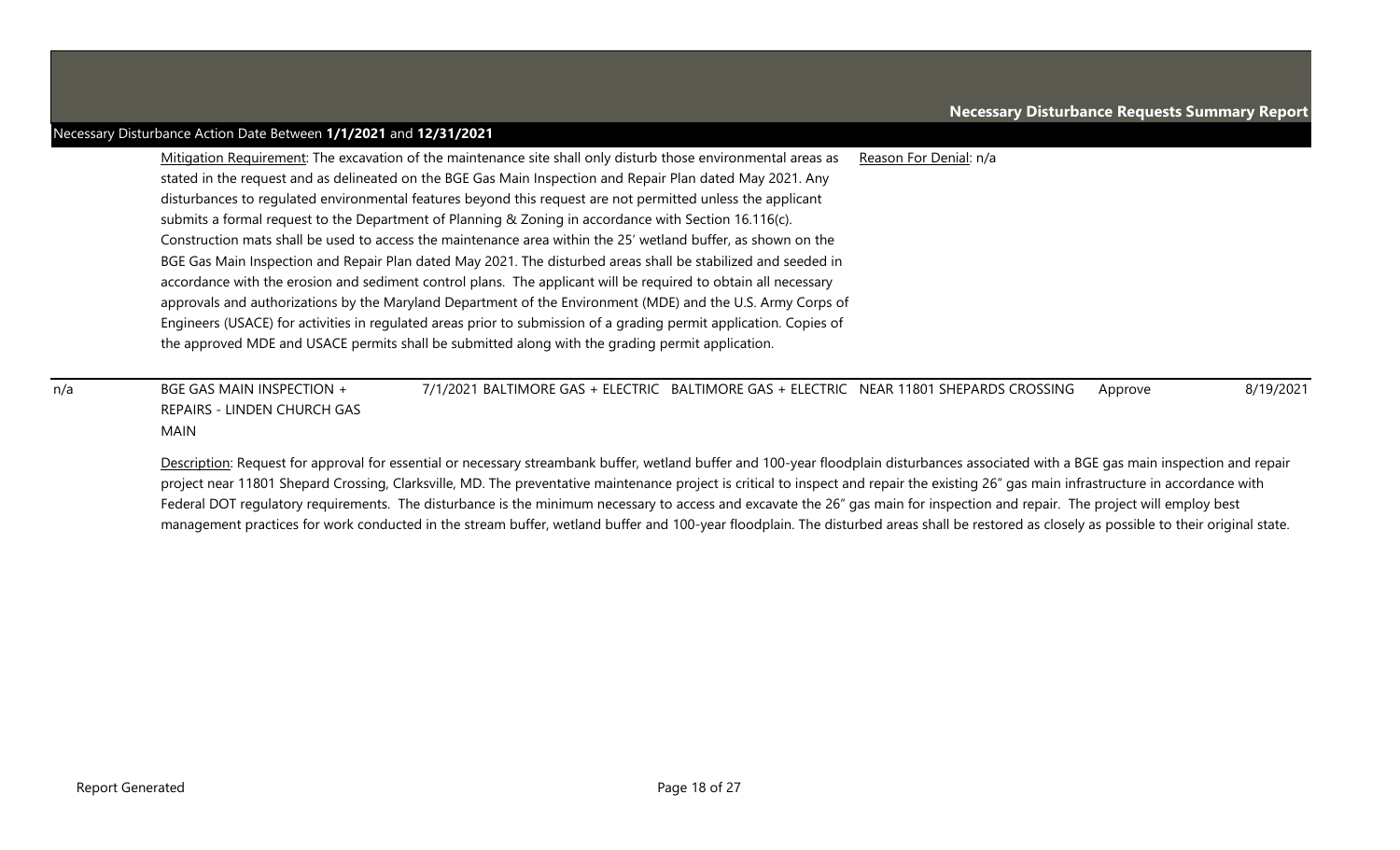Necessary Disturbance Action Date Between **1/1/2021** and **12/31/2021**

Mitigation Requirement: The excavation of the maintenance site shall only disturb those environmental areas as stated in the request and as delineated on the BGE Gas Main Inspection and Repair Plan dated May 2021. Any disturbances to regulated environmental features beyond this request are not permitted unless the applicant submits a formal request to the Department of Planning & Zoning in accordance with Section 16.116(c). Construction mats shall be used to access the maintenance area within the 25' wetland buffer, as shown on the BGE Gas Main Inspection and Repair Plan dated May 2021. The disturbed areas shall be stabilized and seeded in accordance with the erosion and sediment control plans. The applicant will be required to obtain all necessary approvals and authorizations by the Maryland Department of the Environment (MDE) and the U.S. Army Corps of Engineers (USACE) for activities in regulated areas prior to submission of a grading permit application. Copies of the approved MDE and USACE permits shall be submitted along with the grading permit application.

Reason For Denial: n/a

| | | | | | | | |
|---|---|---|---|---|---|---|---|
| n/a | BGE GAS MAIN INSPECTION + REPAIRS - LINDEN CHURCH GAS MAIN | 7/1/2021 | BALTIMORE GAS + ELECTRIC | BALTIMORE GAS + ELECTRIC | NEAR 11801 SHEPARDS CROSSING | Approve | 8/19/2021 |

Description: Request for approval for essential or necessary streambank buffer, wetland buffer and 100-year floodplain disturbances associated with a BGE gas main inspection and repair project near 11801 Shepard Crossing, Clarksville, MD. The preventative maintenance project is critical to inspect and repair the existing 26" gas main infrastructure in accordance with Federal DOT regulatory requirements. The disturbance is the minimum necessary to access and excavate the 26" gas main for inspection and repair. The project will employ best management practices for work conducted in the stream buffer, wetland buffer and 100-year floodplain. The disturbed areas shall be restored as closely as possible to their original state.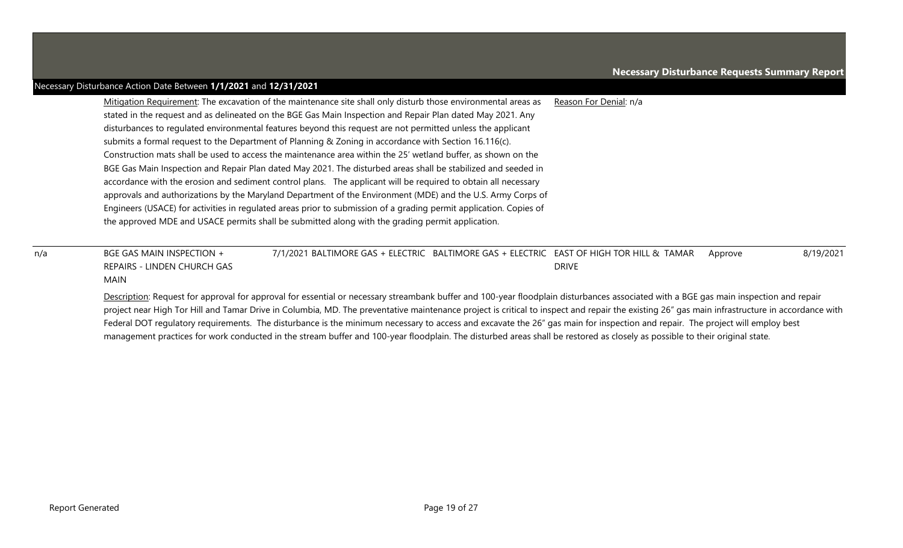Necessary Disturbance Action Date Between **1/1/2021** and **12/31/2021**

Mitigation Requirement: The excavation of the maintenance site shall only disturb those environmental areas as stated in the request and as delineated on the BGE Gas Main Inspection and Repair Plan dated May 2021. Any disturbances to regulated environmental features beyond this request are not permitted unless the applicant submits a formal request to the Department of Planning & Zoning in accordance with Section 16.116(c). Construction mats shall be used to access the maintenance area within the 25' wetland buffer, as shown on the BGE Gas Main Inspection and Repair Plan dated May 2021. The disturbed areas shall be stabilized and seeded in accordance with the erosion and sediment control plans. The applicant will be required to obtain all necessary approvals and authorizations by the Maryland Department of the Environment (MDE) and the U.S. Army Corps of Engineers (USACE) for activities in regulated areas prior to submission of a grading permit application. Copies of the approved MDE and USACE permits shall be submitted along with the grading permit application.

Reason For Denial: n/a

| | | | | | | | |
|---|---|---|---|---|---|---|---|
| n/a | BGE GAS MAIN INSPECTION + REPAIRS - LINDEN CHURCH GAS MAIN | 7/1/2021 | BALTIMORE GAS + ELECTRIC | BALTIMORE GAS + ELECTRIC | EAST OF HIGH TOR HILL & TAMAR DRIVE | Approve | 8/19/2021 |

Description: Request for approval for approval for essential or necessary streambank buffer and 100-year floodplain disturbances associated with a BGE gas main inspection and repair project near High Tor Hill and Tamar Drive in Columbia, MD. The preventative maintenance project is critical to inspect and repair the existing 26" gas main infrastructure in accordance with Federal DOT regulatory requirements. The disturbance is the minimum necessary to access and excavate the 26" gas main for inspection and repair. The project will employ best management practices for work conducted in the stream buffer and 100-year floodplain. The disturbed areas shall be restored as closely as possible to their original state.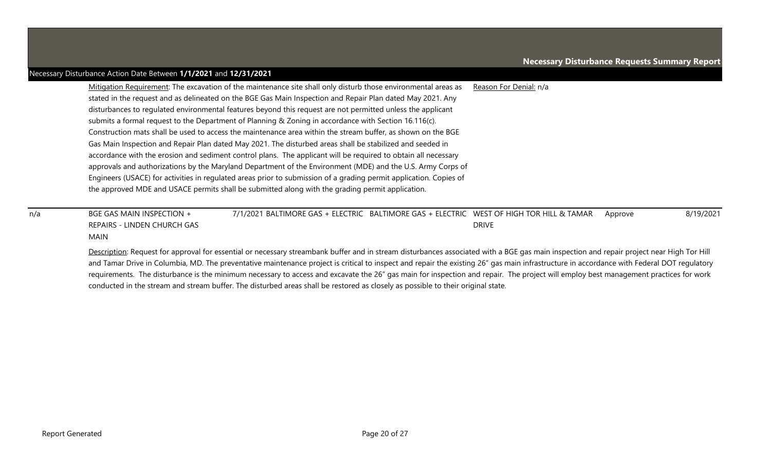## Necessary Disturbance Requests Summary Report

Necessary Disturbance Action Date Between **1/1/2021** and **12/31/2021**

Mitigation Requirement: The excavation of the maintenance site shall only disturb those environmental areas as stated in the request and as delineated on the BGE Gas Main Inspection and Repair Plan dated May 2021. Any disturbances to regulated environmental features beyond this request are not permitted unless the applicant submits a formal request to the Department of Planning & Zoning in accordance with Section 16.116(c). Construction mats shall be used to access the maintenance area within the stream buffer, as shown on the BGE Gas Main Inspection and Repair Plan dated May 2021. The disturbed areas shall be stabilized and seeded in accordance with the erosion and sediment control plans. The applicant will be required to obtain all necessary approvals and authorizations by the Maryland Department of the Environment (MDE) and the U.S. Army Corps of Engineers (USACE) for activities in regulated areas prior to submission of a grading permit application. Copies of the approved MDE and USACE permits shall be submitted along with the grading permit application.

Reason For Denial: n/a

| | | | | | | | |
|---|---|---|---|---|---|---|---|
| n/a | BGE GAS MAIN INSPECTION + REPAIRS - LINDEN CHURCH GAS MAIN | 7/1/2021 | BALTIMORE GAS + ELECTRIC | BALTIMORE GAS + ELECTRIC | WEST OF HIGH TOR HILL & TAMAR DRIVE | Approve | 8/19/2021 |

Description: Request for approval for essential or necessary streambank buffer and in stream disturbances associated with a BGE gas main inspection and repair project near High Tor Hill and Tamar Drive in Columbia, MD. The preventative maintenance project is critical to inspect and repair the existing 26" gas main infrastructure in accordance with Federal DOT regulatory requirements. The disturbance is the minimum necessary to access and excavate the 26" gas main for inspection and repair. The project will employ best management practices for work conducted in the stream and stream buffer. The disturbed areas shall be restored as closely as possible to their original state.

Report Generated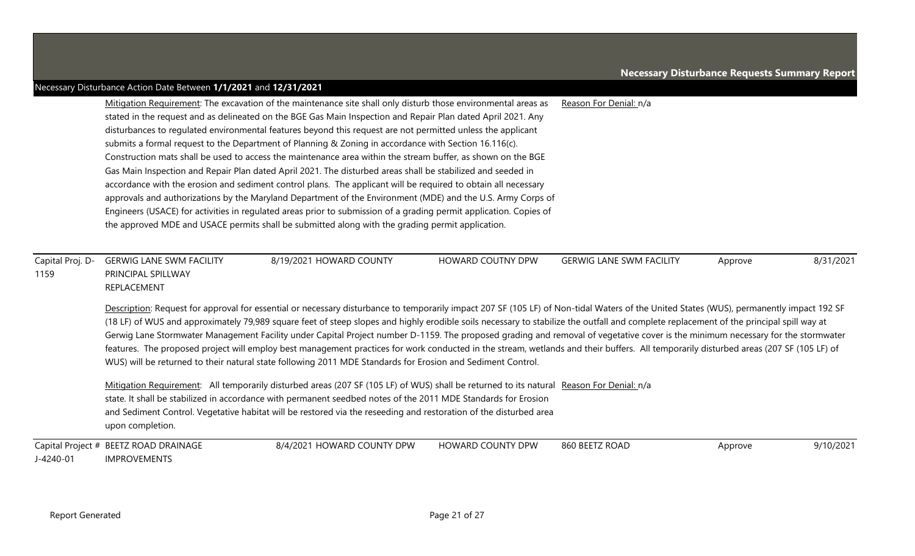Necessary Disturbance Action Date Between **1/1/2021** and **12/31/2021**

Mitigation Requirement: The excavation of the maintenance site shall only disturb those environmental areas as stated in the request and as delineated on the BGE Gas Main Inspection and Repair Plan dated April 2021. Any disturbances to regulated environmental features beyond this request are not permitted unless the applicant submits a formal request to the Department of Planning & Zoning in accordance with Section 16.116(c). Construction mats shall be used to access the maintenance area within the stream buffer, as shown on the BGE Gas Main Inspection and Repair Plan dated April 2021. The disturbed areas shall be stabilized and seeded in accordance with the erosion and sediment control plans. The applicant will be required to obtain all necessary approvals and authorizations by the Maryland Department of the Environment (MDE) and the U.S. Army Corps of Engineers (USACE) for activities in regulated areas prior to submission of a grading permit application. Copies of the approved MDE and USACE permits shall be submitted along with the grading permit application.

Reason For Denial: n/a

| | | | | | | | |
|---|---|---|---|---|---|---|---|
| Capital Proj. D-1159 | GERWIG LANE SWM FACILITY PRINCIPAL SPILLWAY REPLACEMENT | 8/19/2021 | HOWARD COUNTY | HOWARD COUTNY DPW | GERWIG LANE SWM FACILITY | Approve | 8/31/2021 |

Description: Request for approval for essential or necessary disturbance to temporarily impact 207 SF (105 LF) of Non-tidal Waters of the United States (WUS), permanently impact 192 SF (18 LF) of WUS and approximately 79,989 square feet of steep slopes and highly erodible soils necessary to stabilize the outfall and complete replacement of the principal spill way at Gerwig Lane Stormwater Management Facility under Capital Project number D-1159. The proposed grading and removal of vegetative cover is the minimum necessary for the stormwater features. The proposed project will employ best management practices for work conducted in the stream, wetlands and their buffers. All temporarily disturbed areas (207 SF (105 LF) of WUS) will be returned to their natural state following 2011 MDE Standards for Erosion and Sediment Control.

Mitigation Requirement: All temporarily disturbed areas (207 SF (105 LF) of WUS) shall be returned to its natural state. It shall be stabilized in accordance with permanent seedbed notes of the 2011 MDE Standards for Erosion and Sediment Control. Vegetative habitat will be restored via the reseeding and restoration of the disturbed area upon completion.

Reason For Denial: n/a

| | | | | | | | |
|---|---|---|---|---|---|---|---|
| Capital Project # J-4240-01 | BEETZ ROAD DRAINAGE IMPROVEMENTS | 8/4/2021 | HOWARD COUNTY DPW | HOWARD COUNTY DPW | 860 BEETZ ROAD | Approve | 9/10/2021 |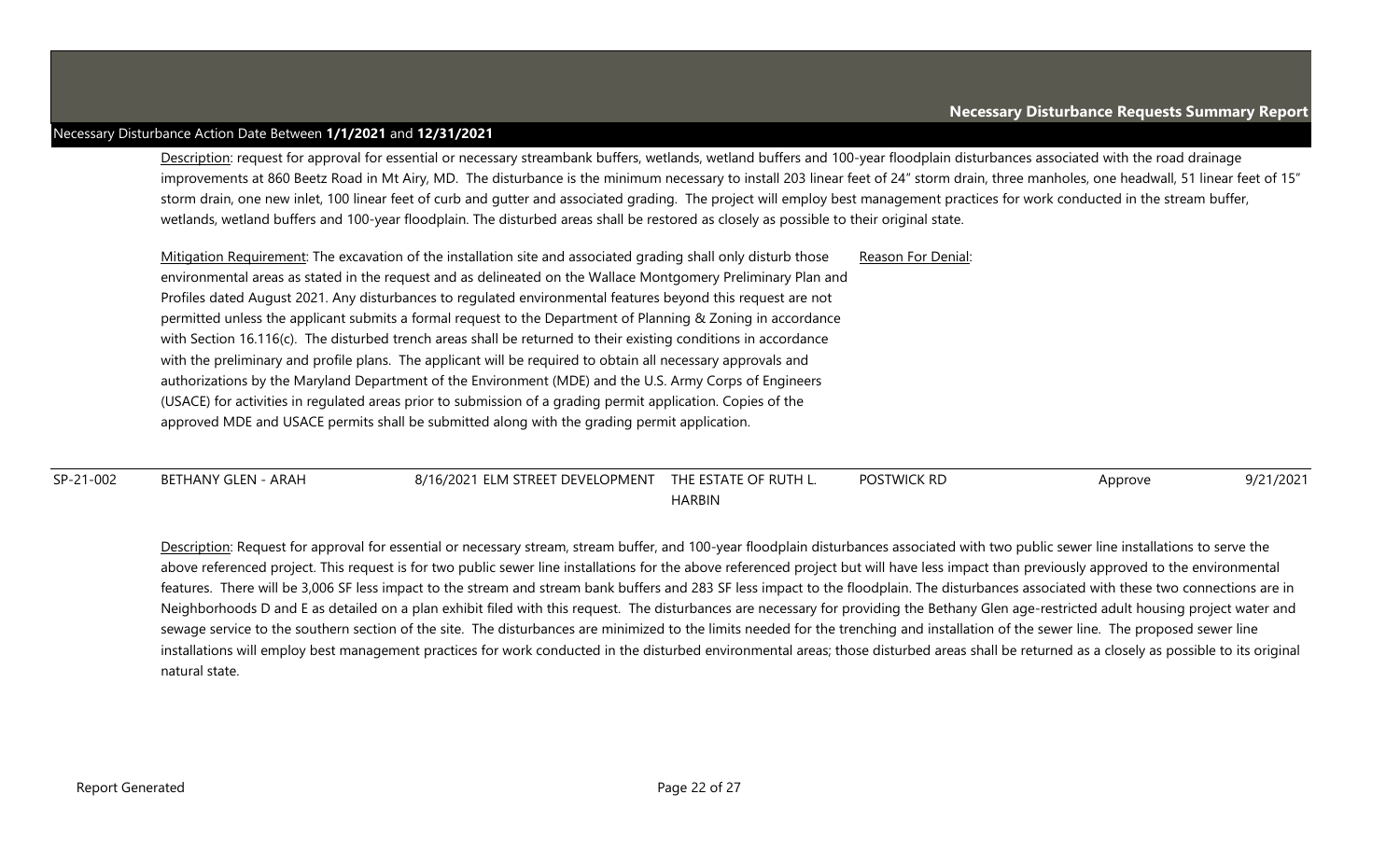Description: request for approval for essential or necessary streambank buffers, wetlands, wetland buffers and 100-year floodplain disturbances associated with the road drainage improvements at 860 Beetz Road in Mt Airy, MD. The disturbance is the minimum necessary to install 203 linear feet of 24" storm drain, three manholes, one headwall, 51 linear feet of 15" storm drain, one new inlet, 100 linear feet of curb and gutter and associated grading. The project will employ best management practices for work conducted in the stream buffer, wetlands, wetland buffers and 100-year floodplain. The disturbed areas shall be restored as closely as possible to their original state.

Mitigation Requirement: The excavation of the installation site and associated grading shall only disturb those environmental areas as stated in the request and as delineated on the Wallace Montgomery Preliminary Plan and Profiles dated August 2021. Any disturbances to regulated environmental features beyond this request are not permitted unless the applicant submits a formal request to the Department of Planning & Zoning in accordance with Section 16.116(c). The disturbed trench areas shall be returned to their existing conditions in accordance with the preliminary and profile plans. The applicant will be required to obtain all necessary approvals and authorizations by the Maryland Department of the Environment (MDE) and the U.S. Army Corps of Engineers (USACE) for activities in regulated areas prior to submission of a grading permit application. Copies of the approved MDE and USACE permits shall be submitted along with the grading permit application.

Reason For Denial:

| | | | | | | | |
|---|---|---|---|---|---|---|---|
| SP-21-002 | BETHANY GLEN - ARAH | 8/16/2021 | ELM STREET DEVELOPMENT | THE ESTATE OF RUTH L. HARBIN | POSTWICK RD | Approve | 9/21/2021 |

Description: Request for approval for essential or necessary stream, stream buffer, and 100-year floodplain disturbances associated with two public sewer line installations to serve the above referenced project. This request is for two public sewer line installations for the above referenced project but will have less impact than previously approved to the environmental features. There will be 3,006 SF less impact to the stream and stream bank buffers and 283 SF less impact to the floodplain. The disturbances associated with these two connections are in Neighborhoods D and E as detailed on a plan exhibit filed with this request. The disturbances are necessary for providing the Bethany Glen age-restricted adult housing project water and sewage service to the southern section of the site. The disturbances are minimized to the limits needed for the trenching and installation of the sewer line. The proposed sewer line installations will employ best management practices for work conducted in the disturbed environmental areas; those disturbed areas shall be returned as a closely as possible to its original natural state.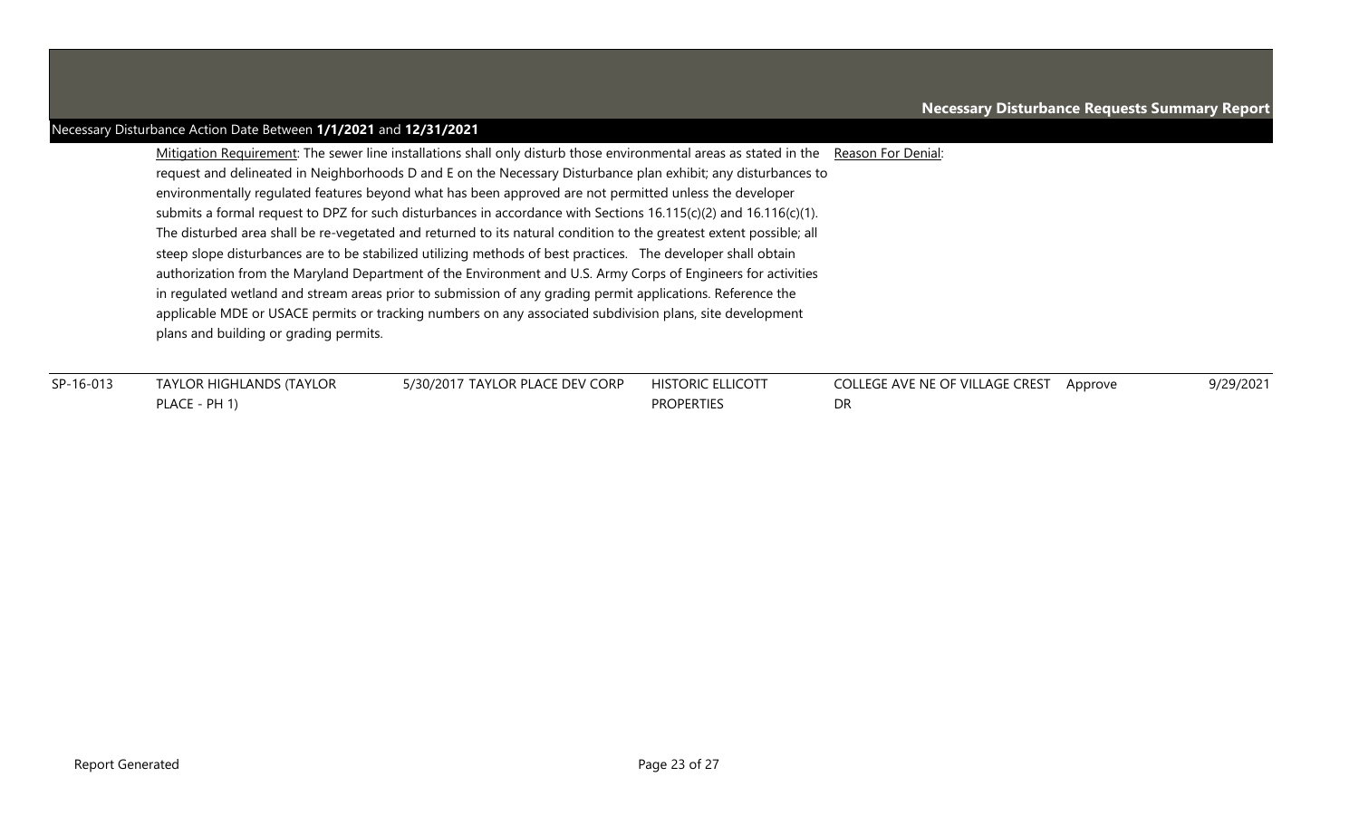**Necessary Disturbance Requests Summary Report**

Necessary Disturbance Action Date Between **1/1/2021** and **12/31/2021**

Mitigation Requirement: The sewer line installations shall only disturb those environmental areas as stated in the request and delineated in Neighborhoods D and E on the Necessary Disturbance plan exhibit; any disturbances to environmentally regulated features beyond what has been approved are not permitted unless the developer submits a formal request to DPZ for such disturbances in accordance with Sections 16.115(c)(2) and 16.116(c)(1). The disturbed area shall be re-vegetated and returned to its natural condition to the greatest extent possible; all steep slope disturbances are to be stabilized utilizing methods of best practices. The developer shall obtain authorization from the Maryland Department of the Environment and U.S. Army Corps of Engineers for activities in regulated wetland and stream areas prior to submission of any grading permit applications. Reference the applicable MDE or USACE permits or tracking numbers on any associated subdivision plans, site development plans and building or grading permits.

Reason For Denial:

| | | | | | | | |
|---|---|---|---|---|---|---|---|
| SP-16-013 | TAYLOR HIGHLANDS (TAYLOR PLACE - PH 1) | 5/30/2017 | TAYLOR PLACE DEV CORP | HISTORIC ELLICOTT PROPERTIES | COLLEGE AVE NE OF VILLAGE CREST DR | Approve | 9/29/2021 |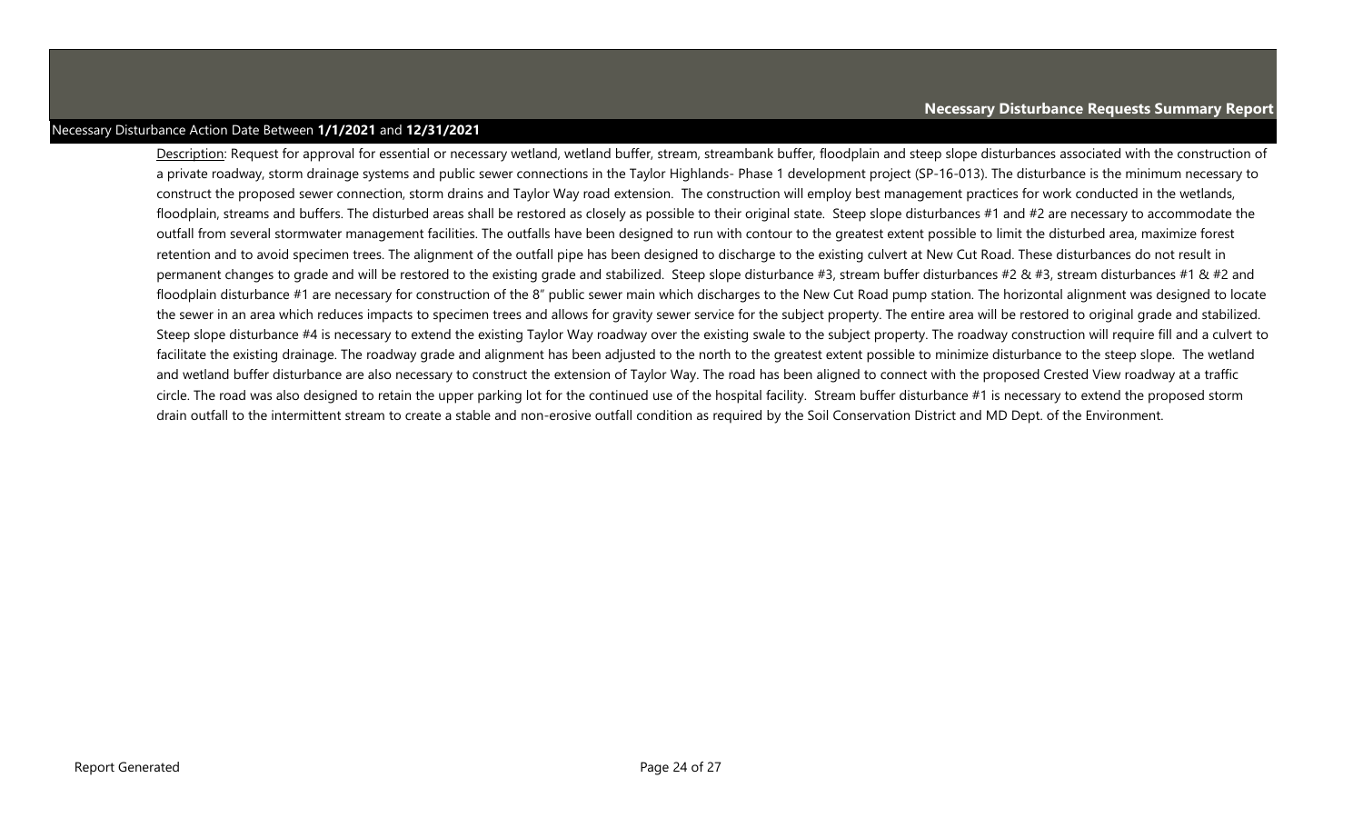Necessary Disturbance Action Date Between **1/1/2021** and **12/31/2021**

Description: Request for approval for essential or necessary wetland, wetland buffer, stream, streambank buffer, floodplain and steep slope disturbances associated with the construction of a private roadway, storm drainage systems and public sewer connections in the Taylor Highlands- Phase 1 development project (SP-16-013). The disturbance is the minimum necessary to construct the proposed sewer connection, storm drains and Taylor Way road extension. The construction will employ best management practices for work conducted in the wetlands, floodplain, streams and buffers. The disturbed areas shall be restored as closely as possible to their original state. Steep slope disturbances #1 and #2 are necessary to accommodate the outfall from several stormwater management facilities. The outfalls have been designed to run with contour to the greatest extent possible to limit the disturbed area, maximize forest retention and to avoid specimen trees. The alignment of the outfall pipe has been designed to discharge to the existing culvert at New Cut Road. These disturbances do not result in permanent changes to grade and will be restored to the existing grade and stabilized. Steep slope disturbance #3, stream buffer disturbances #2 & #3, stream disturbances #1 & #2 and floodplain disturbance #1 are necessary for construction of the 8" public sewer main which discharges to the New Cut Road pump station. The horizontal alignment was designed to locate the sewer in an area which reduces impacts to specimen trees and allows for gravity sewer service for the subject property. The entire area will be restored to original grade and stabilized. Steep slope disturbance #4 is necessary to extend the existing Taylor Way roadway over the existing swale to the subject property. The roadway construction will require fill and a culvert to facilitate the existing drainage. The roadway grade and alignment has been adjusted to the north to the greatest extent possible to minimize disturbance to the steep slope. The wetland and wetland buffer disturbance are also necessary to construct the extension of Taylor Way. The road has been aligned to connect with the proposed Crested View roadway at a traffic circle. The road was also designed to retain the upper parking lot for the continued use of the hospital facility. Stream buffer disturbance #1 is necessary to extend the proposed storm drain outfall to the intermittent stream to create a stable and non-erosive outfall condition as required by the Soil Conservation District and MD Dept. of the Environment.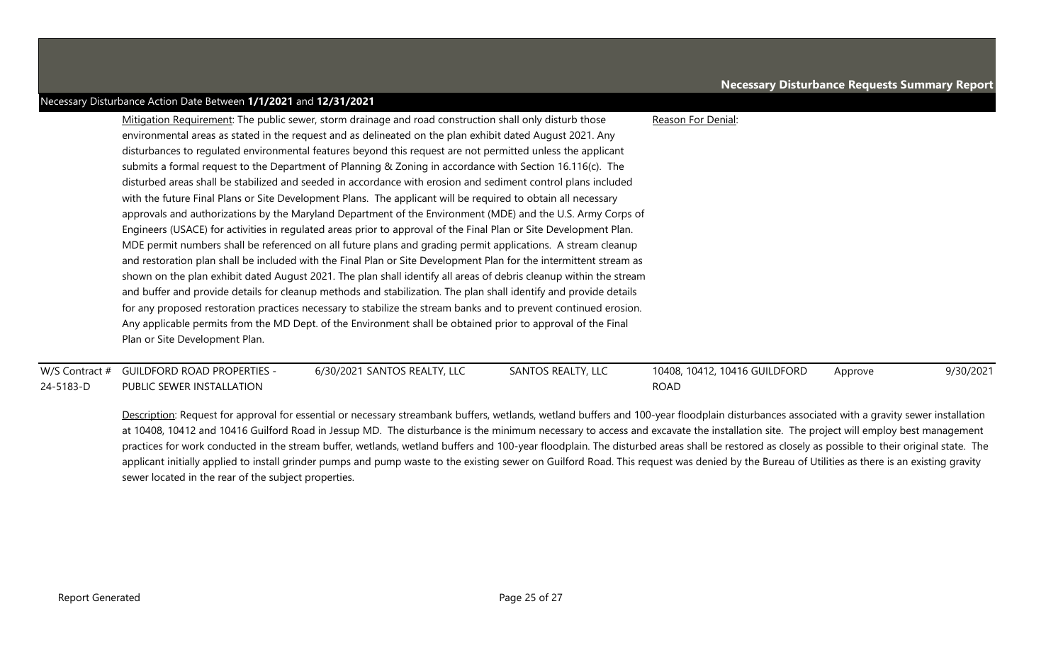Necessary Disturbance Action Date Between **1/1/2021** and **12/31/2021**

Mitigation Requirement: The public sewer, storm drainage and road construction shall only disturb those environmental areas as stated in the request and as delineated on the plan exhibit dated August 2021. Any disturbances to regulated environmental features beyond this request are not permitted unless the applicant submits a formal request to the Department of Planning & Zoning in accordance with Section 16.116(c). The disturbed areas shall be stabilized and seeded in accordance with erosion and sediment control plans included with the future Final Plans or Site Development Plans. The applicant will be required to obtain all necessary approvals and authorizations by the Maryland Department of the Environment (MDE) and the U.S. Army Corps of Engineers (USACE) for activities in regulated areas prior to approval of the Final Plan or Site Development Plan. MDE permit numbers shall be referenced on all future plans and grading permit applications. A stream cleanup and restoration plan shall be included with the Final Plan or Site Development Plan for the intermittent stream as shown on the plan exhibit dated August 2021. The plan shall identify all areas of debris cleanup within the stream and buffer and provide details for cleanup methods and stabilization. The plan shall identify and provide details for any proposed restoration practices necessary to stabilize the stream banks and to prevent continued erosion. Any applicable permits from the MD Dept. of the Environment shall be obtained prior to approval of the Final Plan or Site Development Plan.

Reason For Denial:

| | | | | | | |
|---|---|---|---|---|---|---|
| W/S Contract # 24-5183-D | GUILDFORD ROAD PROPERTIES - PUBLIC SEWER INSTALLATION | 6/30/2021 SANTOS REALTY, LLC | SANTOS REALTY, LLC | 10408, 10412, 10416 GUILDFORD ROAD | Approve | 9/30/2021 |

Description: Request for approval for essential or necessary streambank buffers, wetlands, wetland buffers and 100-year floodplain disturbances associated with a gravity sewer installation at 10408, 10412 and 10416 Guilford Road in Jessup MD. The disturbance is the minimum necessary to access and excavate the installation site. The project will employ best management practices for work conducted in the stream buffer, wetlands, wetland buffers and 100-year floodplain. The disturbed areas shall be restored as closely as possible to their original state. The applicant initially applied to install grinder pumps and pump waste to the existing sewer on Guilford Road. This request was denied by the Bureau of Utilities as there is an existing gravity sewer located in the rear of the subject properties.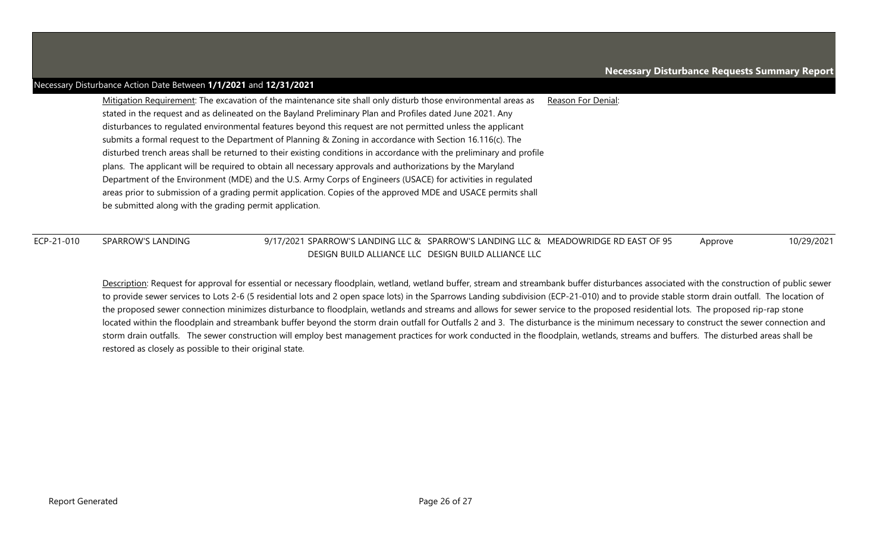Necessary Disturbance Action Date Between **1/1/2021** and **12/31/2021**

Mitigation Requirement: The excavation of the maintenance site shall only disturb those environmental areas as stated in the request and as delineated on the Bayland Preliminary Plan and Profiles dated June 2021. Any disturbances to regulated environmental features beyond this request are not permitted unless the applicant submits a formal request to the Department of Planning & Zoning in accordance with Section 16.116(c). The disturbed trench areas shall be returned to their existing conditions in accordance with the preliminary and profile plans. The applicant will be required to obtain all necessary approvals and authorizations by the Maryland Department of the Environment (MDE) and the U.S. Army Corps of Engineers (USACE) for activities in regulated areas prior to submission of a grading permit application. Copies of the approved MDE and USACE permits shall be submitted along with the grading permit application.

Reason For Denial:

| | | | | | | | |
|---|---|---|---|---|---|---|---|
| ECP-21-010 | SPARROW'S LANDING | 9/17/2021 | SPARROW'S LANDING LLC & DESIGN BUILD ALLIANCE LLC | SPARROW'S LANDING LLC & DESIGN BUILD ALLIANCE LLC | MEADOWRIDGE RD EAST OF 95 | Approve | 10/29/2021 |

Description: Request for approval for essential or necessary floodplain, wetland, wetland buffer, stream and streambank buffer disturbances associated with the construction of public sewer to provide sewer services to Lots 2-6 (5 residential lots and 2 open space lots) in the Sparrows Landing subdivision (ECP-21-010) and to provide stable storm drain outfall. The location of the proposed sewer connection minimizes disturbance to floodplain, wetlands and streams and allows for sewer service to the proposed residential lots. The proposed rip-rap stone located within the floodplain and streambank buffer beyond the storm drain outfall for Outfalls 2 and 3. The disturbance is the minimum necessary to construct the sewer connection and storm drain outfalls. The sewer construction will employ best management practices for work conducted in the floodplain, wetlands, streams and buffers. The disturbed areas shall be restored as closely as possible to their original state.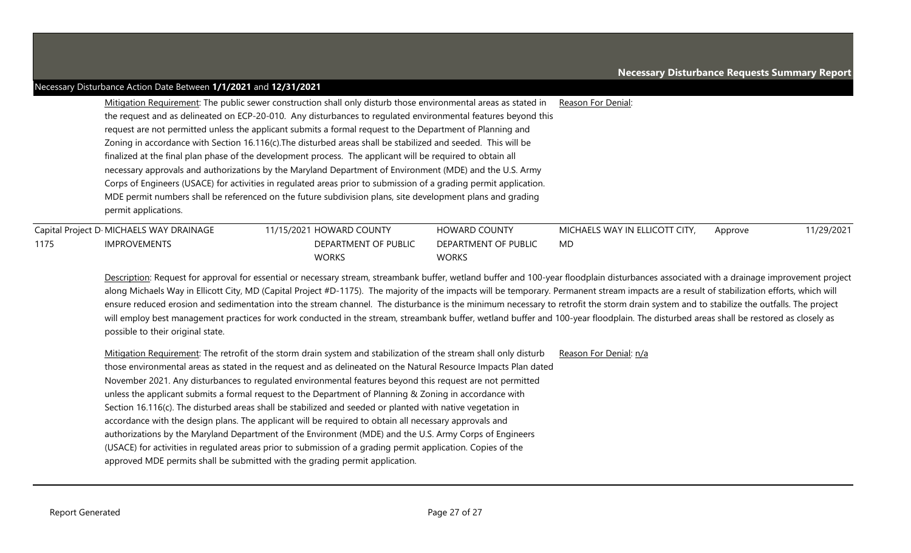Necessary Disturbance Action Date Between **1/1/2021** and **12/31/2021**

Mitigation Requirement: The public sewer construction shall only disturb those environmental areas as stated in the request and as delineated on ECP-20-010. Any disturbances to regulated environmental features beyond this request are not permitted unless the applicant submits a formal request to the Department of Planning and Zoning in accordance with Section 16.116(c).The disturbed areas shall be stabilized and seeded. This will be finalized at the final plan phase of the development process. The applicant will be required to obtain all necessary approvals and authorizations by the Maryland Department of Environment (MDE) and the U.S. Army Corps of Engineers (USACE) for activities in regulated areas prior to submission of a grading permit application. MDE permit numbers shall be referenced on the future subdivision plans, site development plans and grading permit applications.

Reason For Denial:

| | | | | | | | |
|---|---|---|---|---|---|---|---|
| Capital Project D-1175 | MICHAELS WAY DRAINAGE IMPROVEMENTS | 11/15/2021 | HOWARD COUNTY DEPARTMENT OF PUBLIC WORKS | HOWARD COUNTY DEPARTMENT OF PUBLIC WORKS | MICHAELS WAY IN ELLICOTT CITY, MD | Approve | 11/29/2021 |

Description: Request for approval for essential or necessary stream, streambank buffer, wetland buffer and 100-year floodplain disturbances associated with a drainage improvement project along Michaels Way in Ellicott City, MD (Capital Project #D-1175). The majority of the impacts will be temporary. Permanent stream impacts are a result of stabilization efforts, which will ensure reduced erosion and sedimentation into the stream channel. The disturbance is the minimum necessary to retrofit the storm drain system and to stabilize the outfalls. The project will employ best management practices for work conducted in the stream, streambank buffer, wetland buffer and 100-year floodplain. The disturbed areas shall be restored as closely as possible to their original state.

Mitigation Requirement: The retrofit of the storm drain system and stabilization of the stream shall only disturb those environmental areas as stated in the request and as delineated on the Natural Resource Impacts Plan dated November 2021. Any disturbances to regulated environmental features beyond this request are not permitted unless the applicant submits a formal request to the Department of Planning & Zoning in accordance with Section 16.116(c). The disturbed areas shall be stabilized and seeded or planted with native vegetation in accordance with the design plans. The applicant will be required to obtain all necessary approvals and authorizations by the Maryland Department of the Environment (MDE) and the U.S. Army Corps of Engineers (USACE) for activities in regulated areas prior to submission of a grading permit application. Copies of the approved MDE permits shall be submitted with the grading permit application.

Reason For Denial: n/a